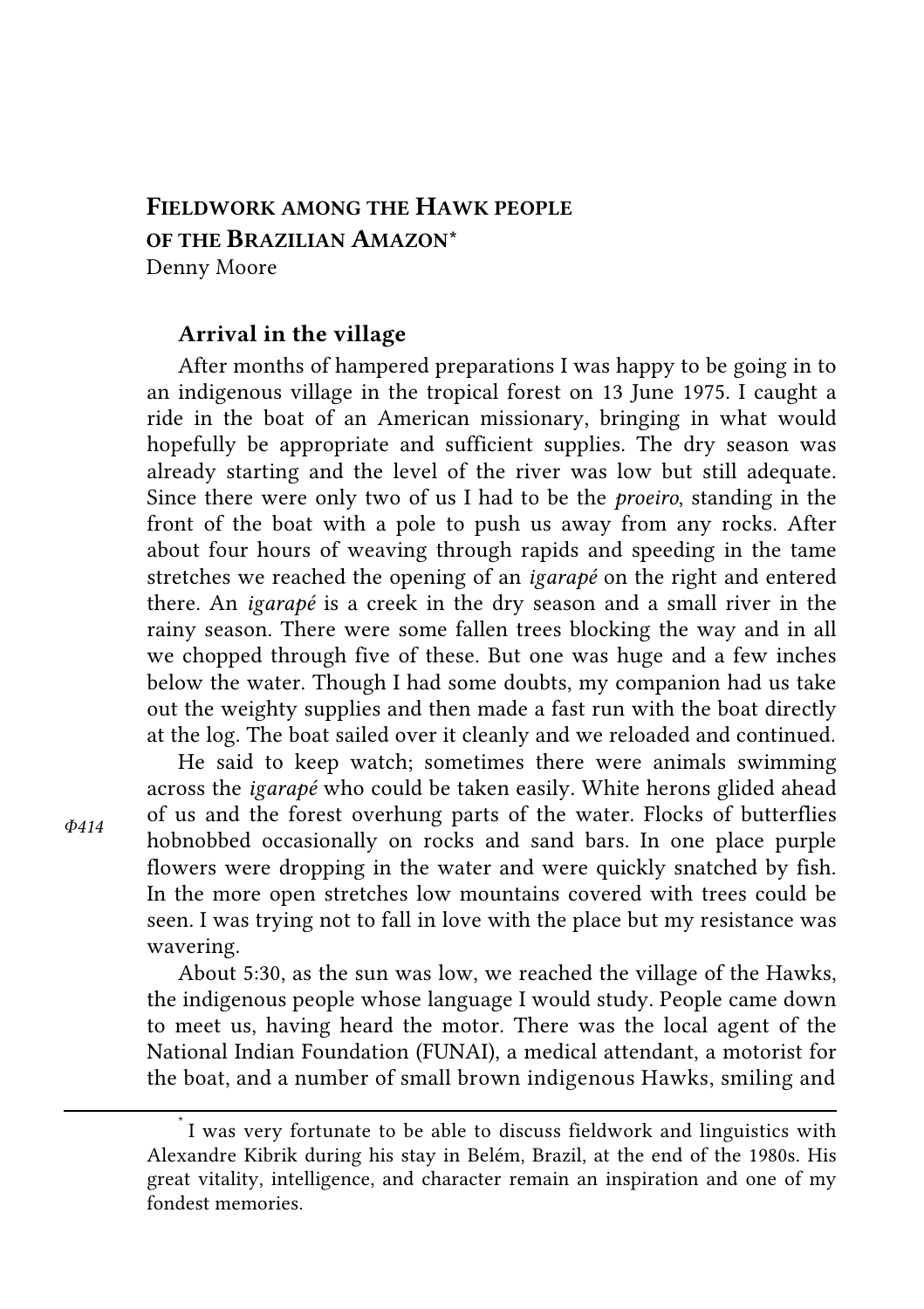# Fieldwork among the Hawk people of the Brazilian Amazon*

Denny Moore

## Arrival in the village

After months of hampered preparations I was happy to be going in to an indigenous village in the tropical forest on 13 June 1975. I caught a ride in the boat of an American missionary, bringing in what would hopefully be appropriate and sufficient supplies. The dry season was already starting and the level of the river was low but still adequate. Since there were only two of us I had to be the *proeiro*, standing in the front of the boat with a pole to push us away from any rocks. After about four hours of weaving through rapids and speeding in the tame stretches we reached the opening of an *igarapé* on the right and entered there. An *igarapé* is a creek in the dry season and a small river in the rainy season. There were some fallen trees blocking the way and in all we chopped through five of these. But one was huge and a few inches below the water. Though I had some doubts, my companion had us take out the weighty supplies and then made a fast run with the boat directly at the log. The boat sailed over it cleanly and we reloaded and continued.

*Φ414*

He said to keep watch; sometimes there were animals swimming across the *igarapé* who could be taken easily. White herons glided ahead of us and the forest overhung parts of the water. Flocks of butterflies hobnobbed occasionally on rocks and sand bars. In one place purple flowers were dropping in the water and were quickly snatched by fish. In the more open stretches low mountains covered with trees could be seen. I was trying not to fall in love with the place but my resistance was wavering.

About 5:30, as the sun was low, we reached the village of the Hawks, the indigenous people whose language I would study. People came down to meet us, having heard the motor. There was the local agent of the National Indian Foundation (FUNAI), a medical attendant, a motorist for the boat, and a number of small brown indigenous Hawks, smiling and

---

* I was very fortunate to be able to discuss fieldwork and linguistics with Alexandre Kibrik during his stay in Belém, Brazil, at the end of the 1980s. His great vitality, intelligence, and character remain an inspiration and one of my fondest memories.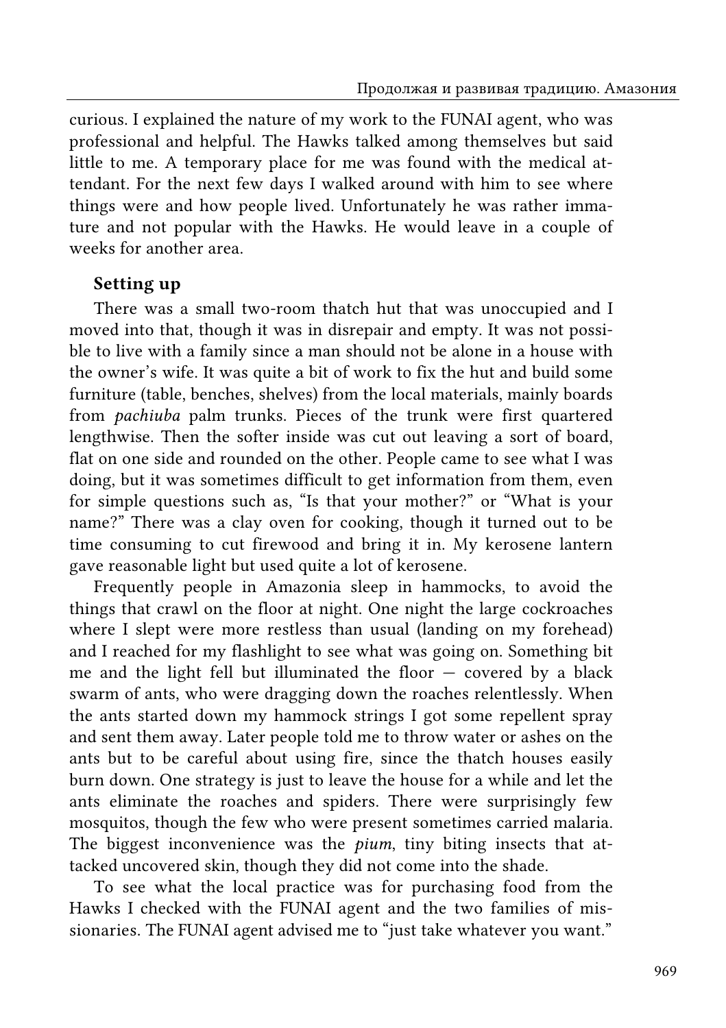curious. I explained the nature of my work to the FUNAI agent, who was professional and helpful. The Hawks talked among themselves but said little to me. A temporary place for me was found with the medical attendant. For the next few days I walked around with him to see where things were and how people lived. Unfortunately he was rather immature and not popular with the Hawks. He would leave in a couple of weeks for another area.

### Setting up

There was a small two-room thatch hut that was unoccupied and I moved into that, though it was in disrepair and empty. It was not possible to live with a family since a man should not be alone in a house with the owner's wife. It was quite a bit of work to fix the hut and build some furniture (table, benches, shelves) from the local materials, mainly boards from *pachiuba* palm trunks. Pieces of the trunk were first quartered lengthwise. Then the softer inside was cut out leaving a sort of board, flat on one side and rounded on the other. People came to see what I was doing, but it was sometimes difficult to get information from them, even for simple questions such as, "Is that your mother?" or "What is your name?" There was a clay oven for cooking, though it turned out to be time consuming to cut firewood and bring it in. My kerosene lantern gave reasonable light but used quite a lot of kerosene.

Frequently people in Amazonia sleep in hammocks, to avoid the things that crawl on the floor at night. One night the large cockroaches where I slept were more restless than usual (landing on my forehead) and I reached for my flashlight to see what was going on. Something bit me and the light fell but illuminated the floor — covered by a black swarm of ants, who were dragging down the roaches relentlessly. When the ants started down my hammock strings I got some repellent spray and sent them away. Later people told me to throw water or ashes on the ants but to be careful about using fire, since the thatch houses easily burn down. One strategy is just to leave the house for a while and let the ants eliminate the roaches and spiders. There were surprisingly few mosquitos, though the few who were present sometimes carried malaria. The biggest inconvenience was the *pium*, tiny biting insects that attacked uncovered skin, though they did not come into the shade.

To see what the local practice was for purchasing food from the Hawks I checked with the FUNAI agent and the two families of missionaries. The FUNAI agent advised me to "just take whatever you want."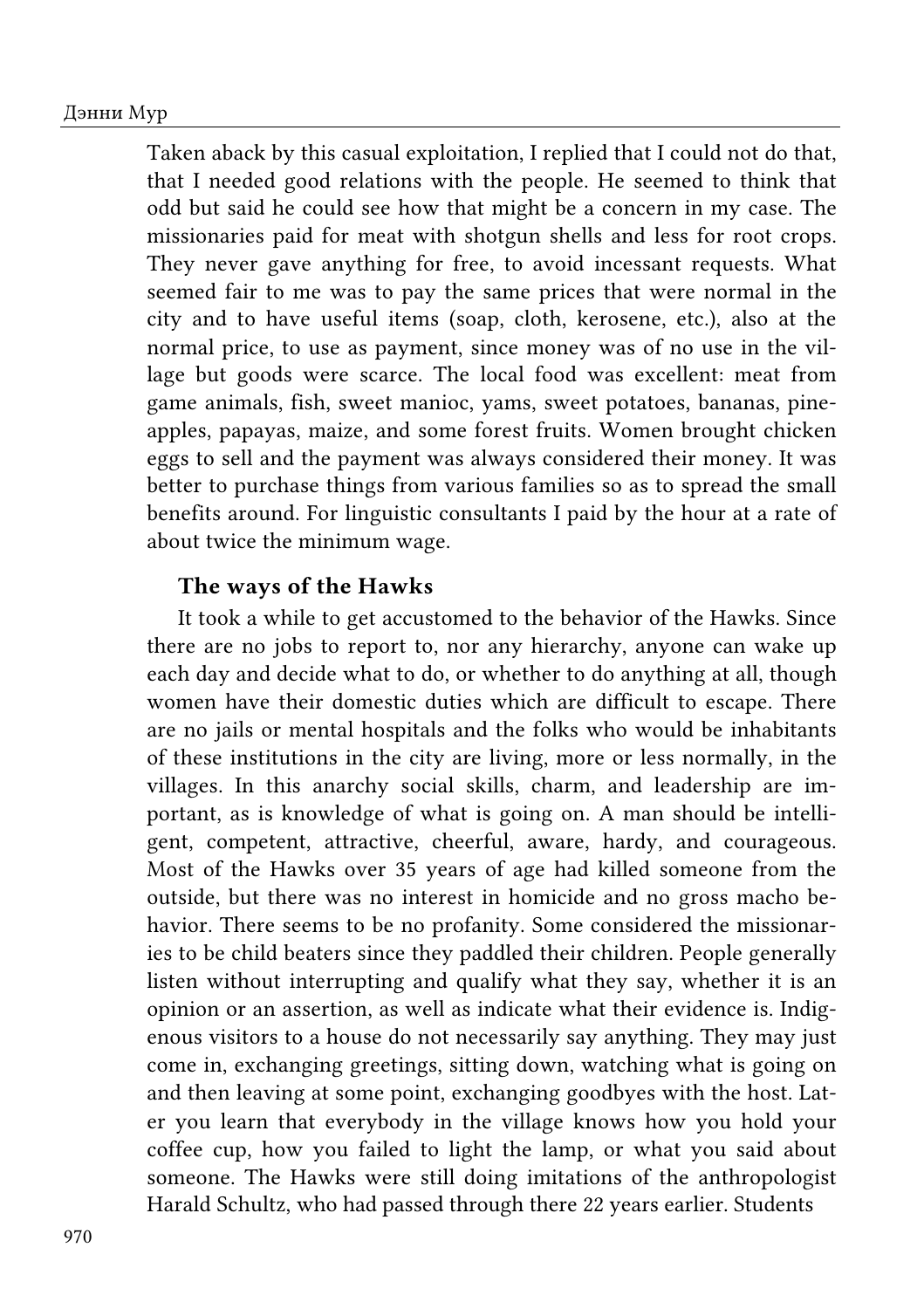Taken aback by this casual exploitation, I replied that I could not do that, that I needed good relations with the people. He seemed to think that odd but said he could see how that might be a concern in my case. The missionaries paid for meat with shotgun shells and less for root crops. They never gave anything for free, to avoid incessant requests. What seemed fair to me was to pay the same prices that were normal in the city and to have useful items (soap, cloth, kerosene, etc.), also at the normal price, to use as payment, since money was of no use in the village but goods were scarce. The local food was excellent: meat from game animals, fish, sweet manioc, yams, sweet potatoes, bananas, pineapples, papayas, maize, and some forest fruits. Women brought chicken eggs to sell and the payment was always considered their money. It was better to purchase things from various families so as to spread the small benefits around. For linguistic consultants I paid by the hour at a rate of about twice the minimum wage.

### The ways of the Hawks

It took a while to get accustomed to the behavior of the Hawks. Since there are no jobs to report to, nor any hierarchy, anyone can wake up each day and decide what to do, or whether to do anything at all, though women have their domestic duties which are difficult to escape. There are no jails or mental hospitals and the folks who would be inhabitants of these institutions in the city are living, more or less normally, in the villages. In this anarchy social skills, charm, and leadership are important, as is knowledge of what is going on. A man should be intelligent, competent, attractive, cheerful, aware, hardy, and courageous. Most of the Hawks over 35 years of age had killed someone from the outside, but there was no interest in homicide and no gross macho behavior. There seems to be no profanity. Some considered the missionaries to be child beaters since they paddled their children. People generally listen without interrupting and qualify what they say, whether it is an opinion or an assertion, as well as indicate what their evidence is. Indigenous visitors to a house do not necessarily say anything. They may just come in, exchanging greetings, sitting down, watching what is going on and then leaving at some point, exchanging goodbyes with the host. Later you learn that everybody in the village knows how you hold your coffee cup, how you failed to light the lamp, or what you said about someone. The Hawks were still doing imitations of the anthropologist Harald Schultz, who had passed through there 22 years earlier. Students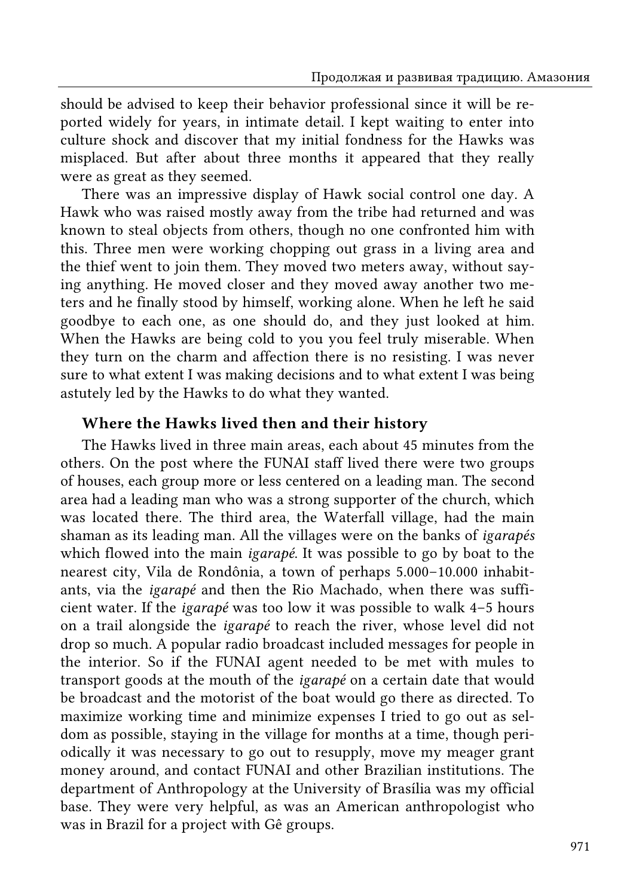should be advised to keep their behavior professional since it will be reported widely for years, in intimate detail. I kept waiting to enter into culture shock and discover that my initial fondness for the Hawks was misplaced. But after about three months it appeared that they really were as great as they seemed.

There was an impressive display of Hawk social control one day. A Hawk who was raised mostly away from the tribe had returned and was known to steal objects from others, though no one confronted him with this. Three men were working chopping out grass in a living area and the thief went to join them. They moved two meters away, without saying anything. He moved closer and they moved away another two meters and he finally stood by himself, working alone. When he left he said goodbye to each one, as one should do, and they just looked at him. When the Hawks are being cold to you you feel truly miserable. When they turn on the charm and affection there is no resisting. I was never sure to what extent I was making decisions and to what extent I was being astutely led by the Hawks to do what they wanted.

### Where the Hawks lived then and their history

The Hawks lived in three main areas, each about 45 minutes from the others. On the post where the FUNAI staff lived there were two groups of houses, each group more or less centered on a leading man. The second area had a leading man who was a strong supporter of the church, which was located there. The third area, the Waterfall village, had the main shaman as its leading man. All the villages were on the banks of *igarapés* which flowed into the main *igarapé*. It was possible to go by boat to the nearest city, Vila de Rondônia, a town of perhaps 5.000–10.000 inhabitants, via the *igarapé* and then the Rio Machado, when there was sufficient water. If the *igarapé* was too low it was possible to walk 4–5 hours on a trail alongside the *igarapé* to reach the river, whose level did not drop so much. A popular radio broadcast included messages for people in the interior. So if the FUNAI agent needed to be met with mules to transport goods at the mouth of the *igarapé* on a certain date that would be broadcast and the motorist of the boat would go there as directed. To maximize working time and minimize expenses I tried to go out as seldom as possible, staying in the village for months at a time, though periodically it was necessary to go out to resupply, move my meager grant money around, and contact FUNAI and other Brazilian institutions. The department of Anthropology at the University of Brasília was my official base. They were very helpful, as was an American anthropologist who was in Brazil for a project with Gê groups.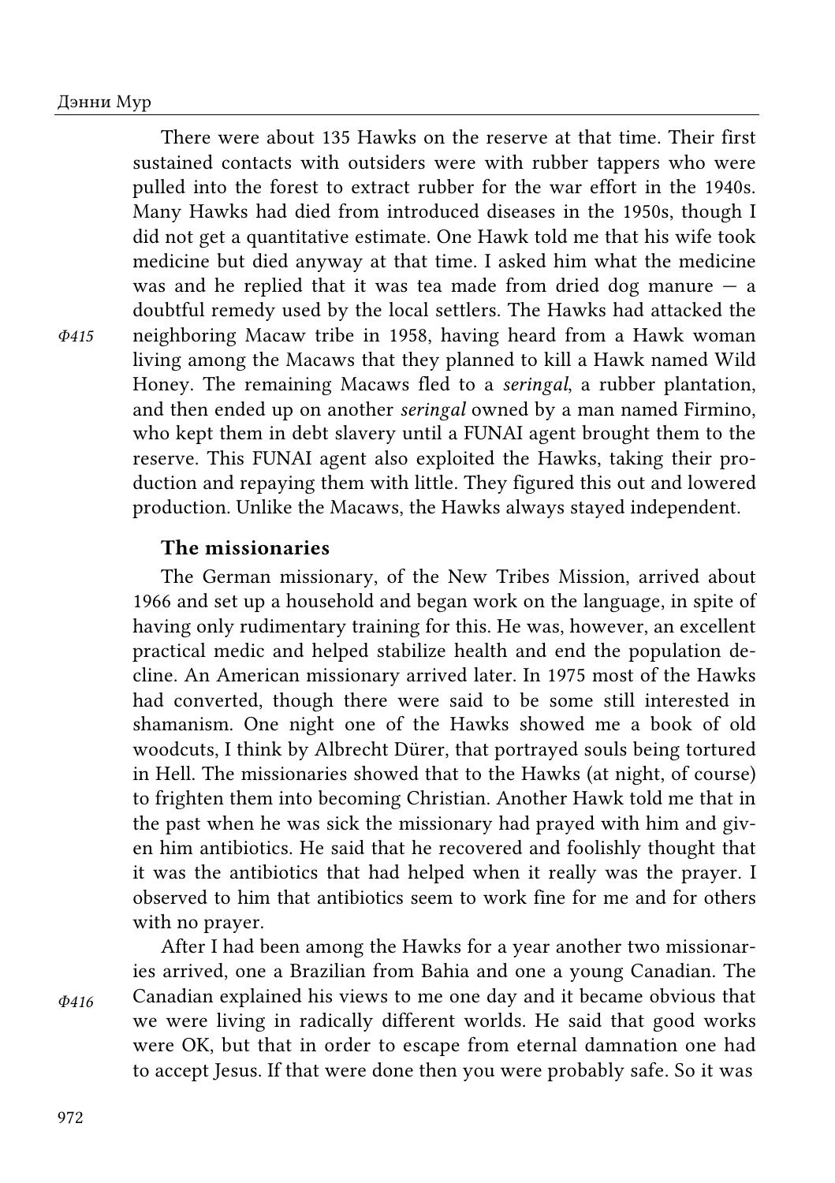There were about 135 Hawks on the reserve at that time. Their first sustained contacts with outsiders were with rubber tappers who were pulled into the forest to extract rubber for the war effort in the 1940s. Many Hawks had died from introduced diseases in the 1950s, though I did not get a quantitative estimate. One Hawk told me that his wife took medicine but died anyway at that time. I asked him what the medicine was and he replied that it was tea made from dried dog manure — a doubtful remedy used by the local settlers. The Hawks had attacked the neighboring Macaw tribe in 1958, having heard from a Hawk woman living among the Macaws that they planned to kill a Hawk named Wild Honey. The remaining Macaws fled to a *seringal*, a rubber plantation, and then ended up on another *seringal* owned by a man named Firmino, who kept them in debt slavery until a FUNAI agent brought them to the reserve. This FUNAI agent also exploited the Hawks, taking their production and repaying them with little. They figured this out and lowered production. Unlike the Macaws, the Hawks always stayed independent.

### The missionaries

The German missionary, of the New Tribes Mission, arrived about 1966 and set up a household and began work on the language, in spite of having only rudimentary training for this. He was, however, an excellent practical medic and helped stabilize health and end the population decline. An American missionary arrived later. In 1975 most of the Hawks had converted, though there were said to be some still interested in shamanism. One night one of the Hawks showed me a book of old woodcuts, I think by Albrecht Dürer, that portrayed souls being tortured in Hell. The missionaries showed that to the Hawks (at night, of course) to frighten them into becoming Christian. Another Hawk told me that in the past when he was sick the missionary had prayed with him and given him antibiotics. He said that he recovered and foolishly thought that it was the antibiotics that had helped when it really was the prayer. I observed to him that antibiotics seem to work fine for me and for others with no prayer.

After I had been among the Hawks for a year another two missionaries arrived, one a Brazilian from Bahia and one a young Canadian. The Canadian explained his views to me one day and it became obvious that we were living in radically different worlds. He said that good works were OK, but that in order to escape from eternal damnation one had to accept Jesus. If that were done then you were probably safe. So it was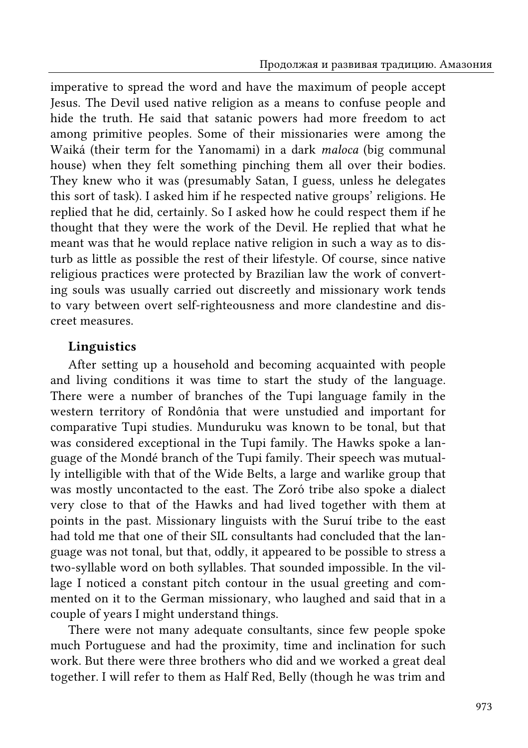imperative to spread the word and have the maximum of people accept Jesus. The Devil used native religion as a means to confuse people and hide the truth. He said that satanic powers had more freedom to act among primitive peoples. Some of their missionaries were among the Waiká (their term for the Yanomami) in a dark *maloca* (big communal house) when they felt something pinching them all over their bodies. They knew who it was (presumably Satan, I guess, unless he delegates this sort of task). I asked him if he respected native groups' religions. He replied that he did, certainly. So I asked how he could respect them if he thought that they were the work of the Devil. He replied that what he meant was that he would replace native religion in such a way as to disturb as little as possible the rest of their lifestyle. Of course, since native religious practices were protected by Brazilian law the work of converting souls was usually carried out discreetly and missionary work tends to vary between overt self-righteousness and more clandestine and discreet measures.

### Linguistics

After setting up a household and becoming acquainted with people and living conditions it was time to start the study of the language. There were a number of branches of the Tupi language family in the western territory of Rondônia that were unstudied and important for comparative Tupi studies. Munduruku was known to be tonal, but that was considered exceptional in the Tupi family. The Hawks spoke a language of the Mondé branch of the Tupi family. Their speech was mutually intelligible with that of the Wide Belts, a large and warlike group that was mostly uncontacted to the east. The Zoró tribe also spoke a dialect very close to that of the Hawks and had lived together with them at points in the past. Missionary linguists with the Suruí tribe to the east had told me that one of their SIL consultants had concluded that the language was not tonal, but that, oddly, it appeared to be possible to stress a two-syllable word on both syllables. That sounded impossible. In the village I noticed a constant pitch contour in the usual greeting and commented on it to the German missionary, who laughed and said that in a couple of years I might understand things.

There were not many adequate consultants, since few people spoke much Portuguese and had the proximity, time and inclination for such work. But there were three brothers who did and we worked a great deal together. I will refer to them as Half Red, Belly (though he was trim and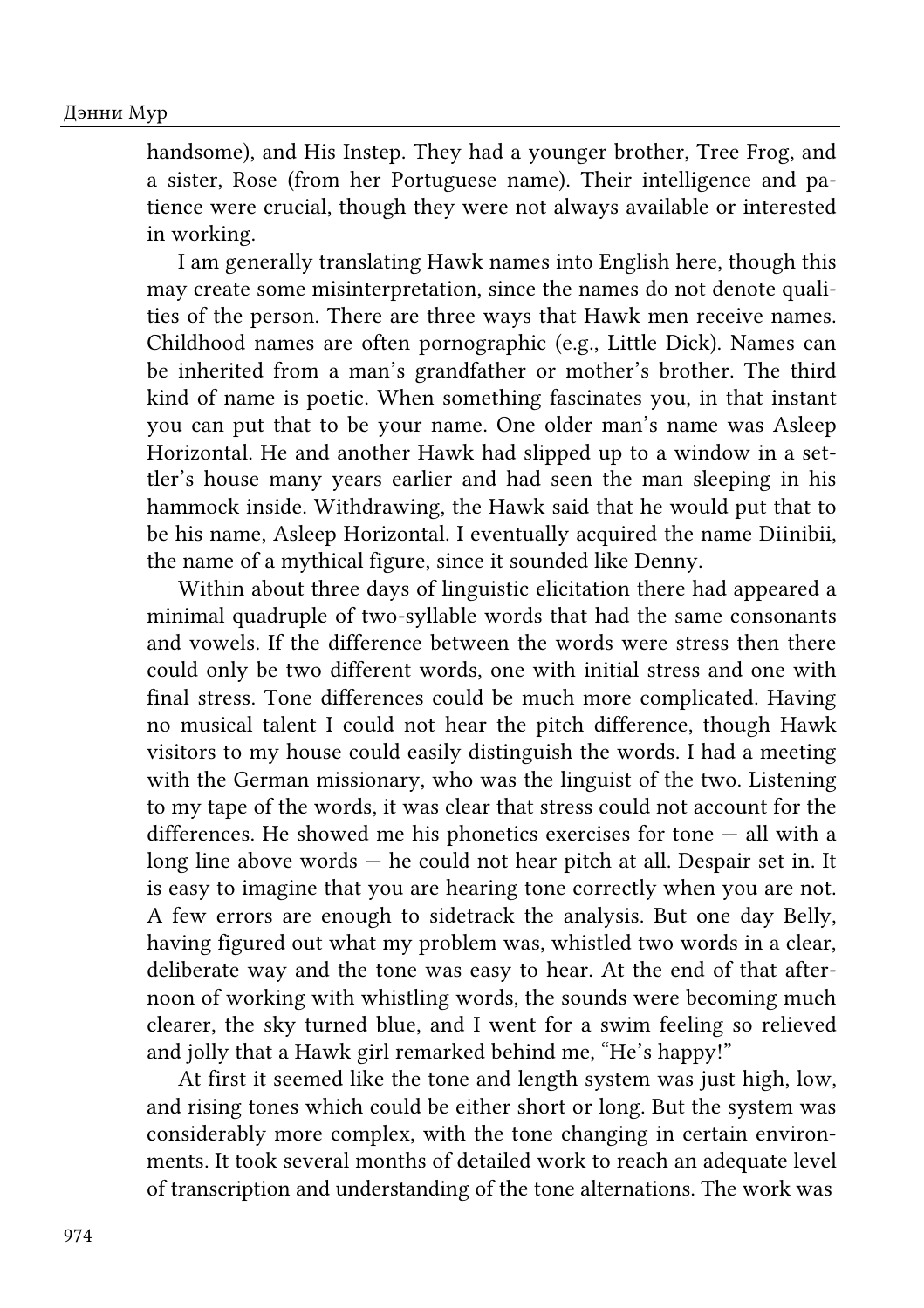handsome), and His Instep. They had a younger brother, Tree Frog, and a sister, Rose (from her Portuguese name). Their intelligence and patience were crucial, though they were not always available or interested in working.

I am generally translating Hawk names into English here, though this may create some misinterpretation, since the names do not denote qualities of the person. There are three ways that Hawk men receive names. Childhood names are often pornographic (e.g., Little Dick). Names can be inherited from a man's grandfather or mother's brother. The third kind of name is poetic. When something fascinates you, in that instant you can put that to be your name. One older man's name was Asleep Horizontal. He and another Hawk had slipped up to a window in a settler's house many years earlier and had seen the man sleeping in his hammock inside. Withdrawing, the Hawk said that he would put that to be his name, Asleep Horizontal. I eventually acquired the name Dɨɨnibii, the name of a mythical figure, since it sounded like Denny.

Within about three days of linguistic elicitation there had appeared a minimal quadruple of two-syllable words that had the same consonants and vowels. If the difference between the words were stress then there could only be two different words, one with initial stress and one with final stress. Tone differences could be much more complicated. Having no musical talent I could not hear the pitch difference, though Hawk visitors to my house could easily distinguish the words. I had a meeting with the German missionary, who was the linguist of the two. Listening to my tape of the words, it was clear that stress could not account for the differences. He showed me his phonetics exercises for tone — all with a long line above words — he could not hear pitch at all. Despair set in. It is easy to imagine that you are hearing tone correctly when you are not. A few errors are enough to sidetrack the analysis. But one day Belly, having figured out what my problem was, whistled two words in a clear, deliberate way and the tone was easy to hear. At the end of that afternoon of working with whistling words, the sounds were becoming much clearer, the sky turned blue, and I went for a swim feeling so relieved and jolly that a Hawk girl remarked behind me, "He's happy!"

At first it seemed like the tone and length system was just high, low, and rising tones which could be either short or long. But the system was considerably more complex, with the tone changing in certain environments. It took several months of detailed work to reach an adequate level of transcription and understanding of the tone alternations. The work was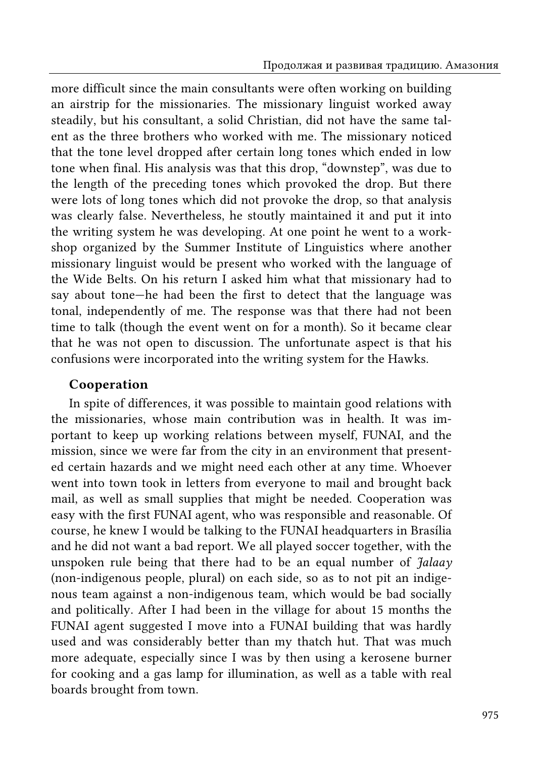more difficult since the main consultants were often working on building an airstrip for the missionaries. The missionary linguist worked away steadily, but his consultant, a solid Christian, did not have the same talent as the three brothers who worked with me. The missionary noticed that the tone level dropped after certain long tones which ended in low tone when final. His analysis was that this drop, "downstep", was due to the length of the preceding tones which provoked the drop. But there were lots of long tones which did not provoke the drop, so that analysis was clearly false. Nevertheless, he stoutly maintained it and put it into the writing system he was developing. At one point he went to a workshop organized by the Summer Institute of Linguistics where another missionary linguist would be present who worked with the language of the Wide Belts. On his return I asked him what that missionary had to say about tone—he had been the first to detect that the language was tonal, independently of me. The response was that there had not been time to talk (though the event went on for a month). So it became clear that he was not open to discussion. The unfortunate aspect is that his confusions were incorporated into the writing system for the Hawks.

### Cooperation

In spite of differences, it was possible to maintain good relations with the missionaries, whose main contribution was in health. It was important to keep up working relations between myself, FUNAI, and the mission, since we were far from the city in an environment that presented certain hazards and we might need each other at any time. Whoever went into town took in letters from everyone to mail and brought back mail, as well as small supplies that might be needed. Cooperation was easy with the first FUNAI agent, who was responsible and reasonable. Of course, he knew I would be talking to the FUNAI headquarters in Brasília and he did not want a bad report. We all played soccer together, with the unspoken rule being that there had to be an equal number of *Jalaay* (non-indigenous people, plural) on each side, so as to not pit an indigenous team against a non-indigenous team, which would be bad socially and politically. After I had been in the village for about 15 months the FUNAI agent suggested I move into a FUNAI building that was hardly used and was considerably better than my thatch hut. That was much more adequate, especially since I was by then using a kerosene burner for cooking and a gas lamp for illumination, as well as a table with real boards brought from town.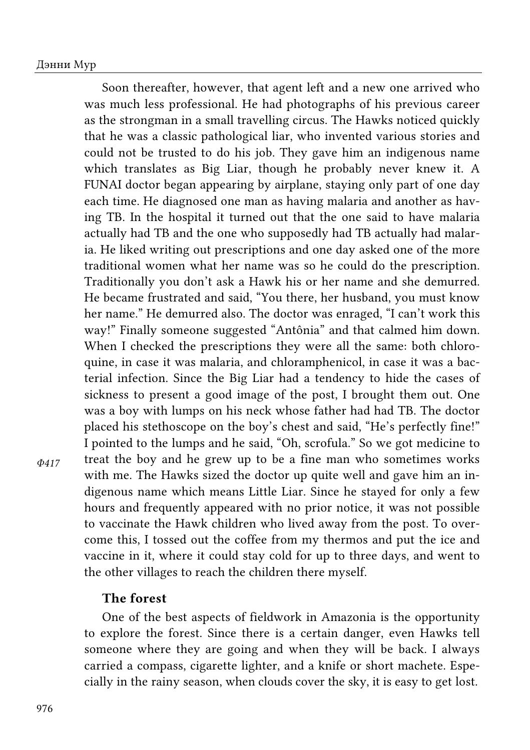Soon thereafter, however, that agent left and a new one arrived who was much less professional. He had photographs of his previous career as the strongman in a small travelling circus. The Hawks noticed quickly that he was a classic pathological liar, who invented various stories and could not be trusted to do his job. They gave him an indigenous name which translates as Big Liar, though he probably never knew it. A FUNAI doctor began appearing by airplane, staying only part of one day each time. He diagnosed one man as having malaria and another as having TB. In the hospital it turned out that the one said to have malaria actually had TB and the one who supposedly had TB actually had malaria. He liked writing out prescriptions and one day asked one of the more traditional women what her name was so he could do the prescription. Traditionally you don't ask a Hawk his or her name and she demurred. He became frustrated and said, "You there, her husband, you must know her name." He demurred also. The doctor was enraged, "I can't work this way!" Finally someone suggested "Antônia" and that calmed him down. When I checked the prescriptions they were all the same: both chloroquine, in case it was malaria, and chloramphenicol, in case it was a bacterial infection. Since the Big Liar had a tendency to hide the cases of sickness to present a good image of the post, I brought them out. One was a boy with lumps on his neck whose father had had TB. The doctor placed his stethoscope on the boy's chest and said, "He's perfectly fine!" I pointed to the lumps and he said, "Oh, scrofula." So we got medicine to treat the boy and he grew up to be a fine man who sometimes works with me. The Hawks sized the doctor up quite well and gave him an indigenous name which means Little Liar. Since he stayed for only a few hours and frequently appeared with no prior notice, it was not possible to vaccinate the Hawk children who lived away from the post. To overcome this, I tossed out the coffee from my thermos and put the ice and vaccine in it, where it could stay cold for up to three days, and went to the other villages to reach the children there myself.

*Ф417*

### The forest

One of the best aspects of fieldwork in Amazonia is the opportunity to explore the forest. Since there is a certain danger, even Hawks tell someone where they are going and when they will be back. I always carried a compass, cigarette lighter, and a knife or short machete. Especially in the rainy season, when clouds cover the sky, it is easy to get lost.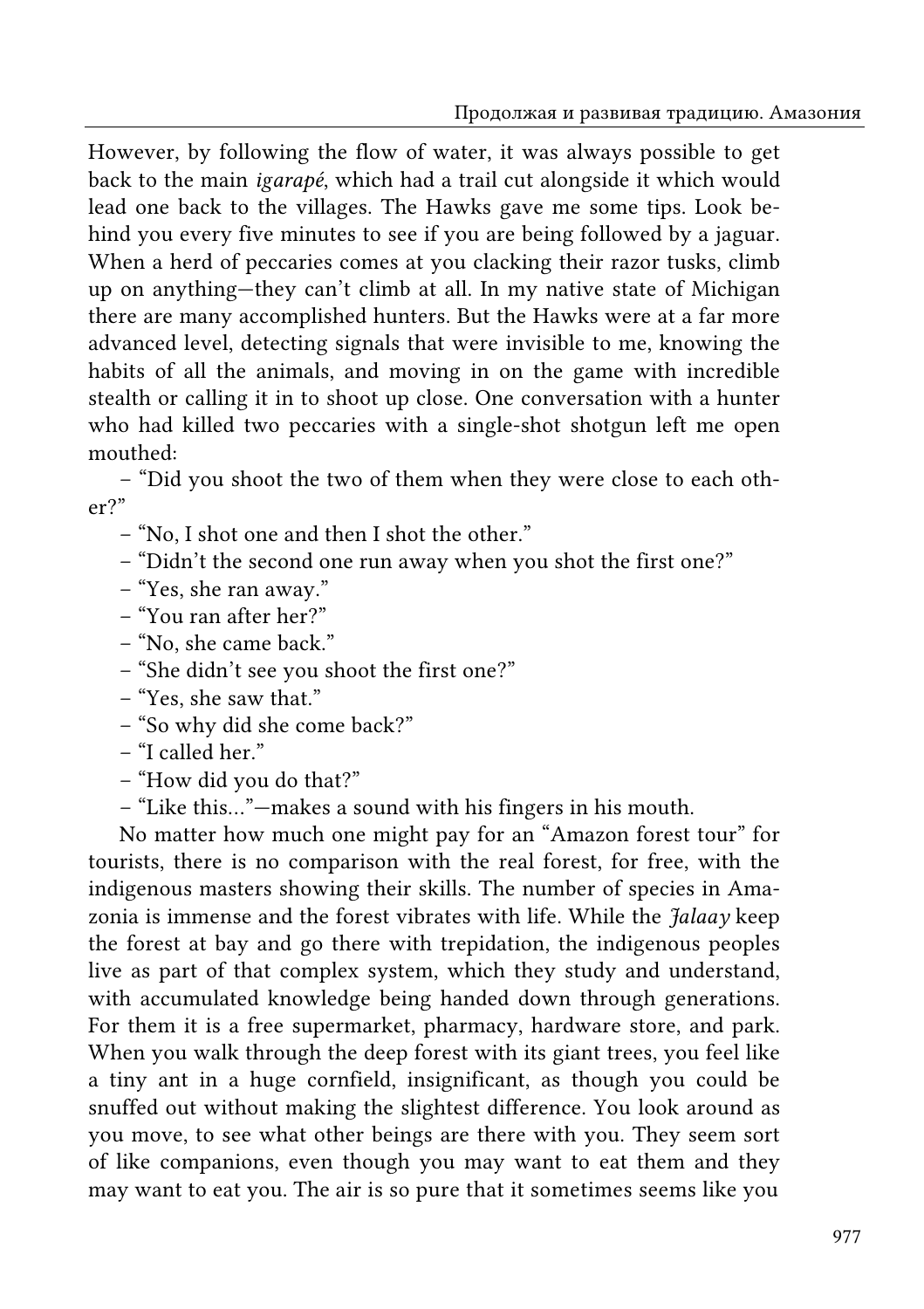However, by following the flow of water, it was always possible to get back to the main *igarapé*, which had a trail cut alongside it which would lead one back to the villages. The Hawks gave me some tips. Look behind you every five minutes to see if you are being followed by a jaguar. When a herd of peccaries comes at you clacking their razor tusks, climb up on anything—they can't climb at all. In my native state of Michigan there are many accomplished hunters. But the Hawks were at a far more advanced level, detecting signals that were invisible to me, knowing the habits of all the animals, and moving in on the game with incredible stealth or calling it in to shoot up close. One conversation with a hunter who had killed two peccaries with a single-shot shotgun left me open mouthed:

– "Did you shoot the two of them when they were close to each other?"

– "No, I shot one and then I shot the other."

– "Didn't the second one run away when you shot the first one?"

– "Yes, she ran away."

– "You ran after her?"

– "No, she came back."

– "She didn't see you shoot the first one?"

– "Yes, she saw that."

– "So why did she come back?"

– "I called her."

– "How did you do that?"

– "Like this..."—makes a sound with his fingers in his mouth.

No matter how much one might pay for an "Amazon forest tour" for tourists, there is no comparison with the real forest, for free, with the indigenous masters showing their skills. The number of species in Amazonia is immense and the forest vibrates with life. While the *Jalaay* keep the forest at bay and go there with trepidation, the indigenous peoples live as part of that complex system, which they study and understand, with accumulated knowledge being handed down through generations. For them it is a free supermarket, pharmacy, hardware store, and park. When you walk through the deep forest with its giant trees, you feel like a tiny ant in a huge cornfield, insignificant, as though you could be snuffed out without making the slightest difference. You look around as you move, to see what other beings are there with you. They seem sort of like companions, even though you may want to eat them and they may want to eat you. The air is so pure that it sometimes seems like you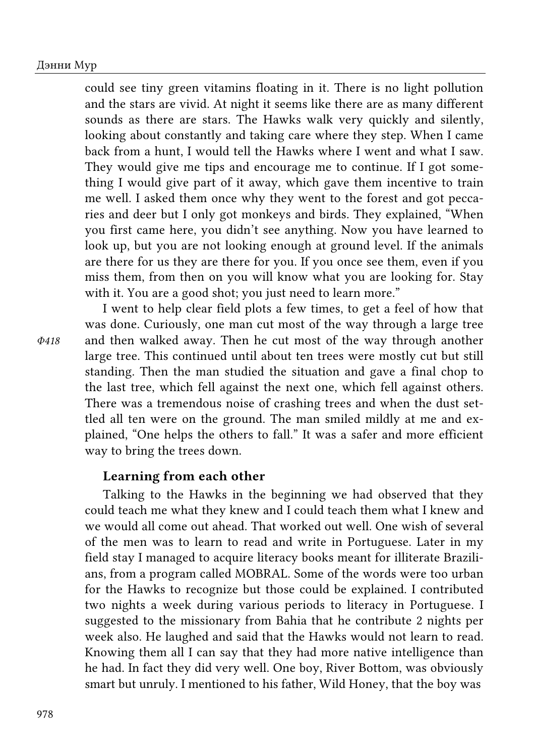could see tiny green vitamins floating in it. There is no light pollution and the stars are vivid. At night it seems like there are as many different sounds as there are stars. The Hawks walk very quickly and silently, looking about constantly and taking care where they step. When I came back from a hunt, I would tell the Hawks where I went and what I saw. They would give me tips and encourage me to continue. If I got something I would give part of it away, which gave them incentive to train me well. I asked them once why they went to the forest and got peccaries and deer but I only got monkeys and birds. They explained, "When you first came here, you didn't see anything. Now you have learned to look up, but you are not looking enough at ground level. If the animals are there for us they are there for you. If you once see them, even if you miss them, from then on you will know what you are looking for. Stay with it. You are a good shot; you just need to learn more."

I went to help clear field plots a few times, to get a feel of how that was done. Curiously, one man cut most of the way through a large tree and then walked away. Then he cut most of the way through another large tree. This continued until about ten trees were mostly cut but still standing. Then the man studied the situation and gave a final chop to the last tree, which fell against the next one, which fell against others. There was a tremendous noise of crashing trees and when the dust settled all ten were on the ground. The man smiled mildly at me and explained, "One helps the others to fall." It was a safer and more efficient way to bring the trees down.

*Ф418*

### Learning from each other

Talking to the Hawks in the beginning we had observed that they could teach me what they knew and I could teach them what I knew and we would all come out ahead. That worked out well. One wish of several of the men was to learn to read and write in Portuguese. Later in my field stay I managed to acquire literacy books meant for illiterate Brazilians, from a program called MOBRAL. Some of the words were too urban for the Hawks to recognize but those could be explained. I contributed two nights a week during various periods to literacy in Portuguese. I suggested to the missionary from Bahia that he contribute 2 nights per week also. He laughed and said that the Hawks would not learn to read. Knowing them all I can say that they had more native intelligence than he had. In fact they did very well. One boy, River Bottom, was obviously smart but unruly. I mentioned to his father, Wild Honey, that the boy was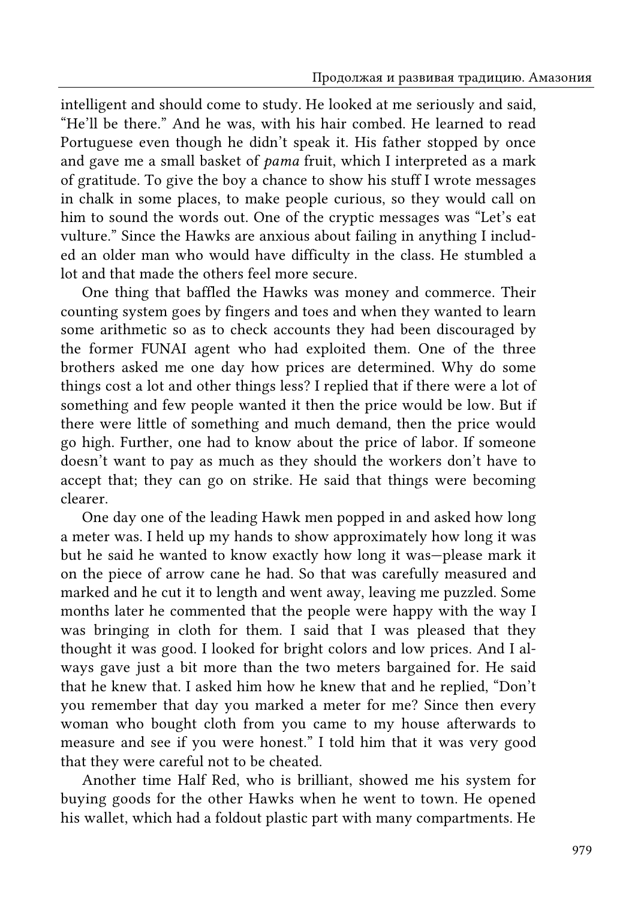intelligent and should come to study. He looked at me seriously and said, "He'll be there." And he was, with his hair combed. He learned to read Portuguese even though he didn't speak it. His father stopped by once and gave me a small basket of *pama* fruit, which I interpreted as a mark of gratitude. To give the boy a chance to show his stuff I wrote messages in chalk in some places, to make people curious, so they would call on him to sound the words out. One of the cryptic messages was "Let's eat vulture." Since the Hawks are anxious about failing in anything I included an older man who would have difficulty in the class. He stumbled a lot and that made the others feel more secure.

One thing that baffled the Hawks was money and commerce. Their counting system goes by fingers and toes and when they wanted to learn some arithmetic so as to check accounts they had been discouraged by the former FUNAI agent who had exploited them. One of the three brothers asked me one day how prices are determined. Why do some things cost a lot and other things less? I replied that if there were a lot of something and few people wanted it then the price would be low. But if there were little of something and much demand, then the price would go high. Further, one had to know about the price of labor. If someone doesn't want to pay as much as they should the workers don't have to accept that; they can go on strike. He said that things were becoming clearer.

One day one of the leading Hawk men popped in and asked how long a meter was. I held up my hands to show approximately how long it was but he said he wanted to know exactly how long it was—please mark it on the piece of arrow cane he had. So that was carefully measured and marked and he cut it to length and went away, leaving me puzzled. Some months later he commented that the people were happy with the way I was bringing in cloth for them. I said that I was pleased that they thought it was good. I looked for bright colors and low prices. And I always gave just a bit more than the two meters bargained for. He said that he knew that. I asked him how he knew that and he replied, "Don't you remember that day you marked a meter for me? Since then every woman who bought cloth from you came to my house afterwards to measure and see if you were honest." I told him that it was very good that they were careful not to be cheated.

Another time Half Red, who is brilliant, showed me his system for buying goods for the other Hawks when he went to town. He opened his wallet, which had a foldout plastic part with many compartments. He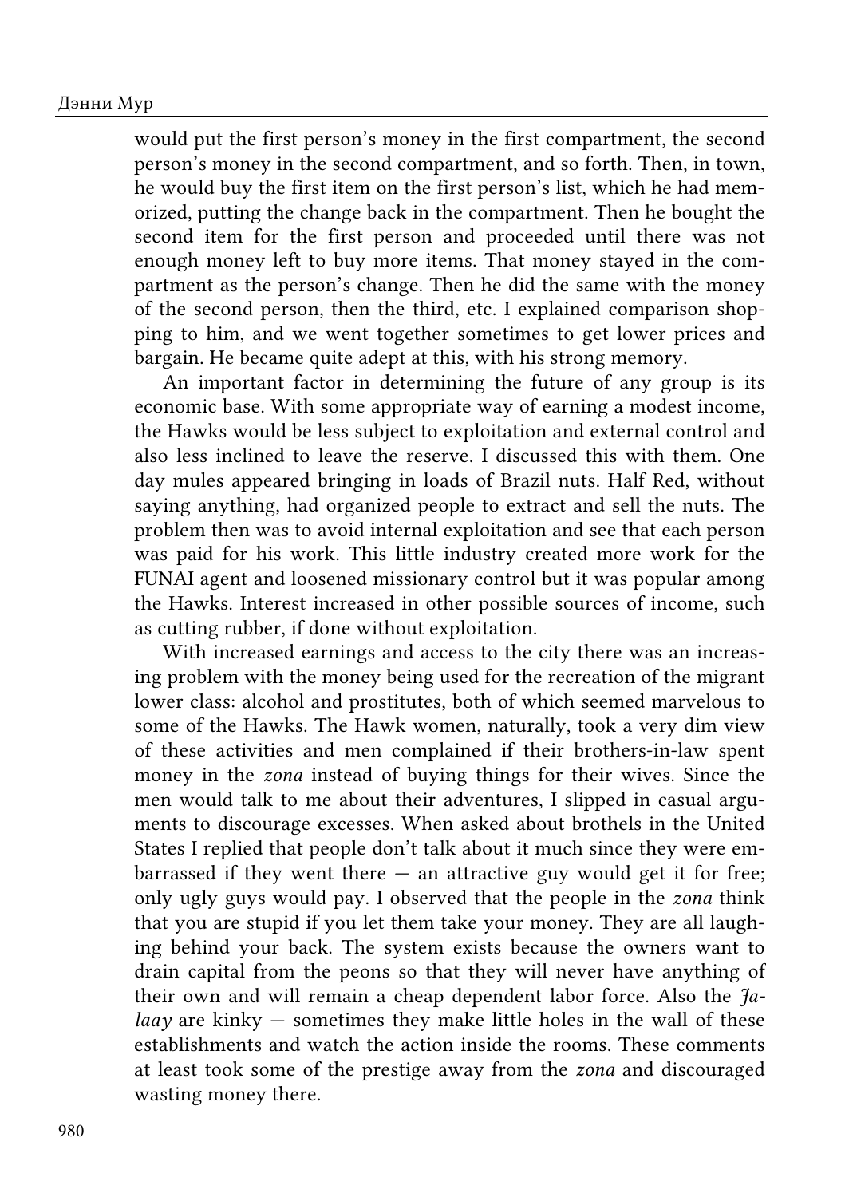would put the first person's money in the first compartment, the second person's money in the second compartment, and so forth. Then, in town, he would buy the first item on the first person's list, which he had memorized, putting the change back in the compartment. Then he bought the second item for the first person and proceeded until there was not enough money left to buy more items. That money stayed in the compartment as the person's change. Then he did the same with the money of the second person, then the third, etc. I explained comparison shopping to him, and we went together sometimes to get lower prices and bargain. He became quite adept at this, with his strong memory.

An important factor in determining the future of any group is its economic base. With some appropriate way of earning a modest income, the Hawks would be less subject to exploitation and external control and also less inclined to leave the reserve. I discussed this with them. One day mules appeared bringing in loads of Brazil nuts. Half Red, without saying anything, had organized people to extract and sell the nuts. The problem then was to avoid internal exploitation and see that each person was paid for his work. This little industry created more work for the FUNAI agent and loosened missionary control but it was popular among the Hawks. Interest increased in other possible sources of income, such as cutting rubber, if done without exploitation.

With increased earnings and access to the city there was an increasing problem with the money being used for the recreation of the migrant lower class: alcohol and prostitutes, both of which seemed marvelous to some of the Hawks. The Hawk women, naturally, took a very dim view of these activities and men complained if their brothers-in-law spent money in the *zona* instead of buying things for their wives. Since the men would talk to me about their adventures, I slipped in casual arguments to discourage excesses. When asked about brothels in the United States I replied that people don't talk about it much since they were embarrassed if they went there — an attractive guy would get it for free; only ugly guys would pay. I observed that the people in the *zona* think that you are stupid if you let them take your money. They are all laughing behind your back. The system exists because the owners want to drain capital from the peons so that they will never have anything of their own and will remain a cheap dependent labor force. Also the *Jalaay* are kinky — sometimes they make little holes in the wall of these establishments and watch the action inside the rooms. These comments at least took some of the prestige away from the *zona* and discouraged wasting money there.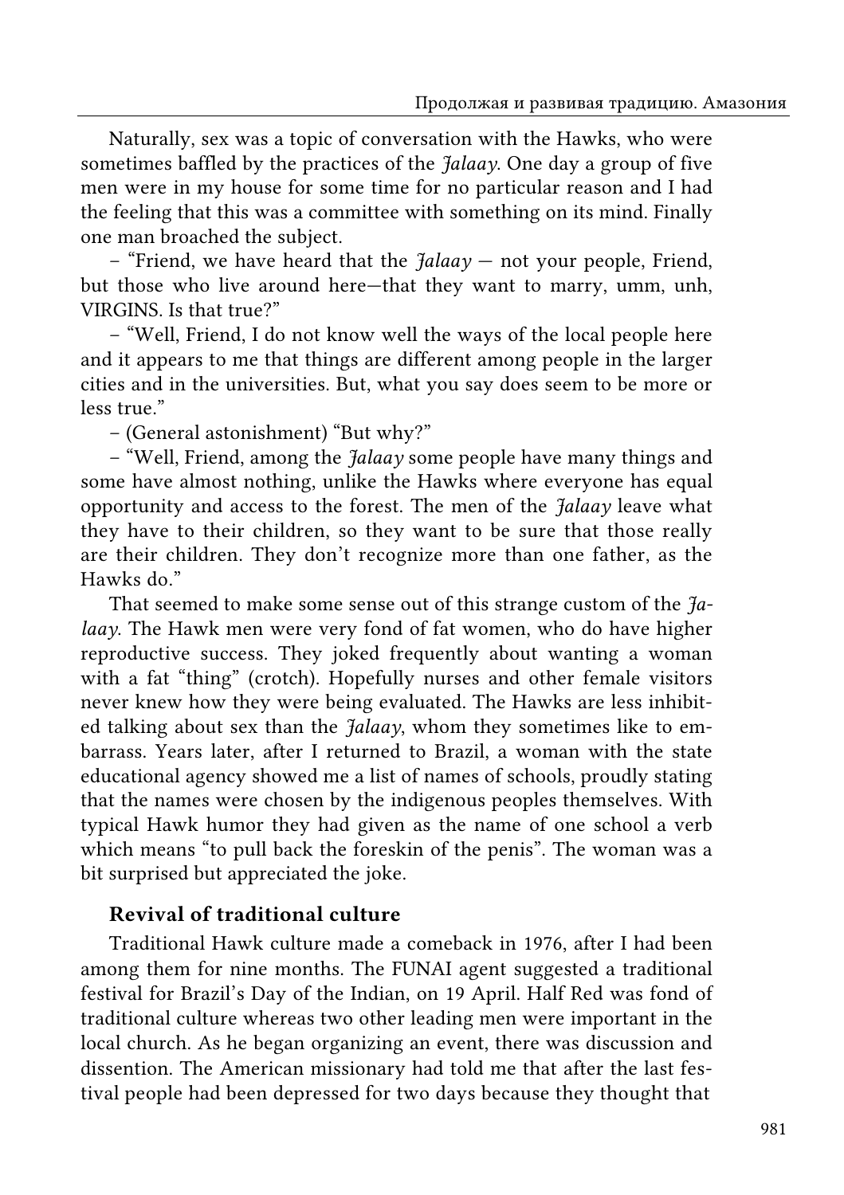Naturally, sex was a topic of conversation with the Hawks, who were sometimes baffled by the practices of the *Jalaay*. One day a group of five men were in my house for some time for no particular reason and I had the feeling that this was a committee with something on its mind. Finally one man broached the subject.

– "Friend, we have heard that the *Jalaay* — not your people, Friend, but those who live around here—that they want to marry, umm, unh, VIRGINS. Is that true?"

– "Well, Friend, I do not know well the ways of the local people here and it appears to me that things are different among people in the larger cities and in the universities. But, what you say does seem to be more or less true."

– (General astonishment) "But why?"

– "Well, Friend, among the *Jalaay* some people have many things and some have almost nothing, unlike the Hawks where everyone has equal opportunity and access to the forest. The men of the *Jalaay* leave what they have to their children, so they want to be sure that those really are their children. They don't recognize more than one father, as the Hawks do."

That seemed to make some sense out of this strange custom of the *Jalaay*. The Hawk men were very fond of fat women, who do have higher reproductive success. They joked frequently about wanting a woman with a fat "thing" (crotch). Hopefully nurses and other female visitors never knew how they were being evaluated. The Hawks are less inhibited talking about sex than the *Jalaay*, whom they sometimes like to embarrass. Years later, after I returned to Brazil, a woman with the state educational agency showed me a list of names of schools, proudly stating that the names were chosen by the indigenous peoples themselves. With typical Hawk humor they had given as the name of one school a verb which means "to pull back the foreskin of the penis". The woman was a bit surprised but appreciated the joke.

### Revival of traditional culture

Traditional Hawk culture made a comeback in 1976, after I had been among them for nine months. The FUNAI agent suggested a traditional festival for Brazil's Day of the Indian, on 19 April. Half Red was fond of traditional culture whereas two other leading men were important in the local church. As he began organizing an event, there was discussion and dissention. The American missionary had told me that after the last festival people had been depressed for two days because they thought that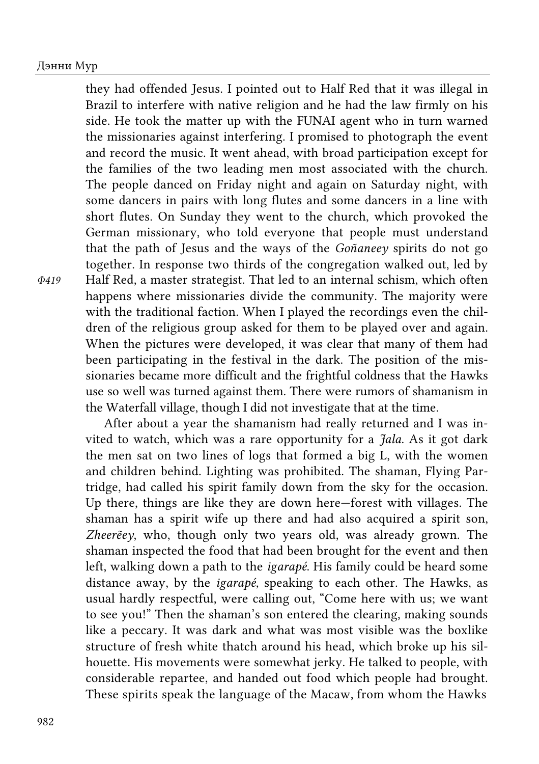they had offended Jesus. I pointed out to Half Red that it was illegal in Brazil to interfere with native religion and he had the law firmly on his side. He took the matter up with the FUNAI agent who in turn warned the missionaries against interfering. I promised to photograph the event and record the music. It went ahead, with broad participation except for the families of the two leading men most associated with the church. The people danced on Friday night and again on Saturday night, with some dancers in pairs with long flutes and some dancers in a line with short flutes. On Sunday they went to the church, which provoked the German missionary, who told everyone that people must understand that the path of Jesus and the ways of the *Goñaneey* spirits do not go together. In response two thirds of the congregation walked out, led by Half Red, a master strategist. That led to an internal schism, which often happens where missionaries divide the community. The majority were with the traditional faction. When I played the recordings even the children of the religious group asked for them to be played over and again. When the pictures were developed, it was clear that many of them had been participating in the festival in the dark. The position of the missionaries became more difficult and the frightful coldness that the Hawks use so well was turned against them. There were rumors of shamanism in the Waterfall village, though I did not investigate that at the time.

After about a year the shamanism had really returned and I was invited to watch, which was a rare opportunity for a *Jala*. As it got dark the men sat on two lines of logs that formed a big L, with the women and children behind. Lighting was prohibited. The shaman, Flying Partridge, had called his spirit family down from the sky for the occasion. Up there, things are like they are down here—forest with villages. The shaman has a spirit wife up there and had also acquired a spirit son, *Zheerẽey*, who, though only two years old, was already grown. The shaman inspected the food that had been brought for the event and then left, walking down a path to the *igarapé*. His family could be heard some distance away, by the *igarapé*, speaking to each other. The Hawks, as usual hardly respectful, were calling out, "Come here with us; we want to see you!" Then the shaman's son entered the clearing, making sounds like a peccary. It was dark and what was most visible was the boxlike structure of fresh white thatch around his head, which broke up his silhouette. His movements were somewhat jerky. He talked to people, with considerable repartee, and handed out food which people had brought. These spirits speak the language of the Macaw, from whom the Hawks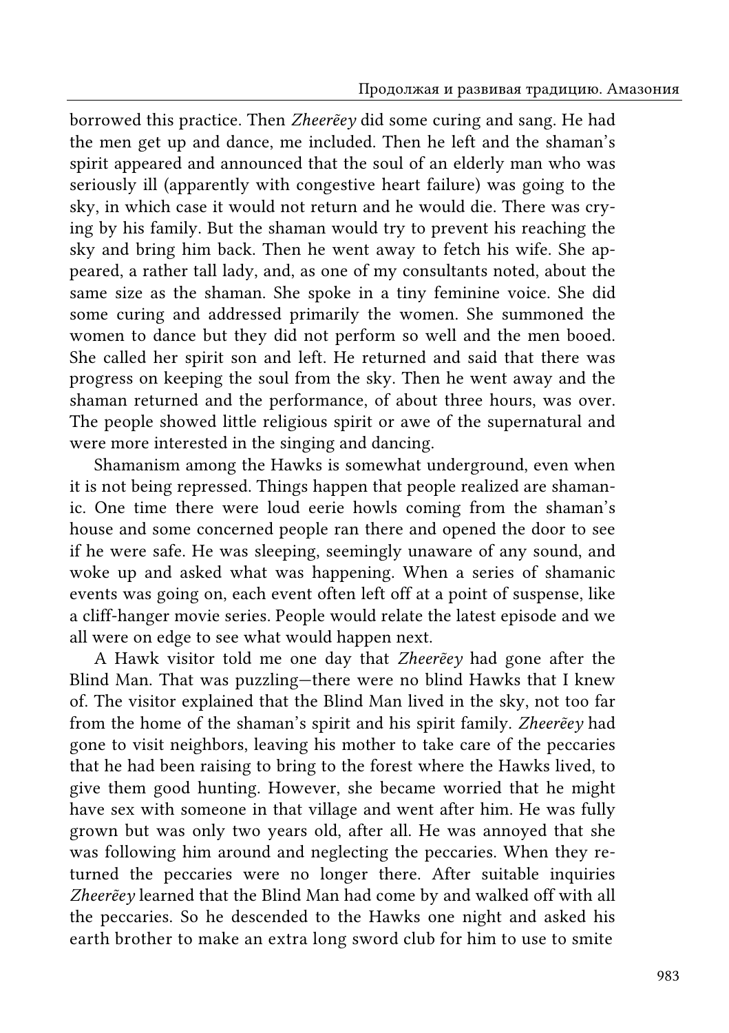borrowed this practice. Then *Zheerẽey* did some curing and sang. He had the men get up and dance, me included. Then he left and the shaman's spirit appeared and announced that the soul of an elderly man who was seriously ill (apparently with congestive heart failure) was going to the sky, in which case it would not return and he would die. There was crying by his family. But the shaman would try to prevent his reaching the sky and bring him back. Then he went away to fetch his wife. She appeared, a rather tall lady, and, as one of my consultants noted, about the same size as the shaman. She spoke in a tiny feminine voice. She did some curing and addressed primarily the women. She summoned the women to dance but they did not perform so well and the men booed. She called her spirit son and left. He returned and said that there was progress on keeping the soul from the sky. Then he went away and the shaman returned and the performance, of about three hours, was over. The people showed little religious spirit or awe of the supernatural and were more interested in the singing and dancing.

Shamanism among the Hawks is somewhat underground, even when it is not being repressed. Things happen that people realized are shamanic. One time there were loud eerie howls coming from the shaman's house and some concerned people ran there and opened the door to see if he were safe. He was sleeping, seemingly unaware of any sound, and woke up and asked what was happening. When a series of shamanic events was going on, each event often left off at a point of suspense, like a cliff-hanger movie series. People would relate the latest episode and we all were on edge to see what would happen next.

A Hawk visitor told me one day that *Zheerẽey* had gone after the Blind Man. That was puzzling—there were no blind Hawks that I knew of. The visitor explained that the Blind Man lived in the sky, not too far from the home of the shaman's spirit and his spirit family. *Zheerẽey* had gone to visit neighbors, leaving his mother to take care of the peccaries that he had been raising to bring to the forest where the Hawks lived, to give them good hunting. However, she became worried that he might have sex with someone in that village and went after him. He was fully grown but was only two years old, after all. He was annoyed that she was following him around and neglecting the peccaries. When they returned the peccaries were no longer there. After suitable inquiries *Zheerẽey* learned that the Blind Man had come by and walked off with all the peccaries. So he descended to the Hawks one night and asked his earth brother to make an extra long sword club for him to use to smite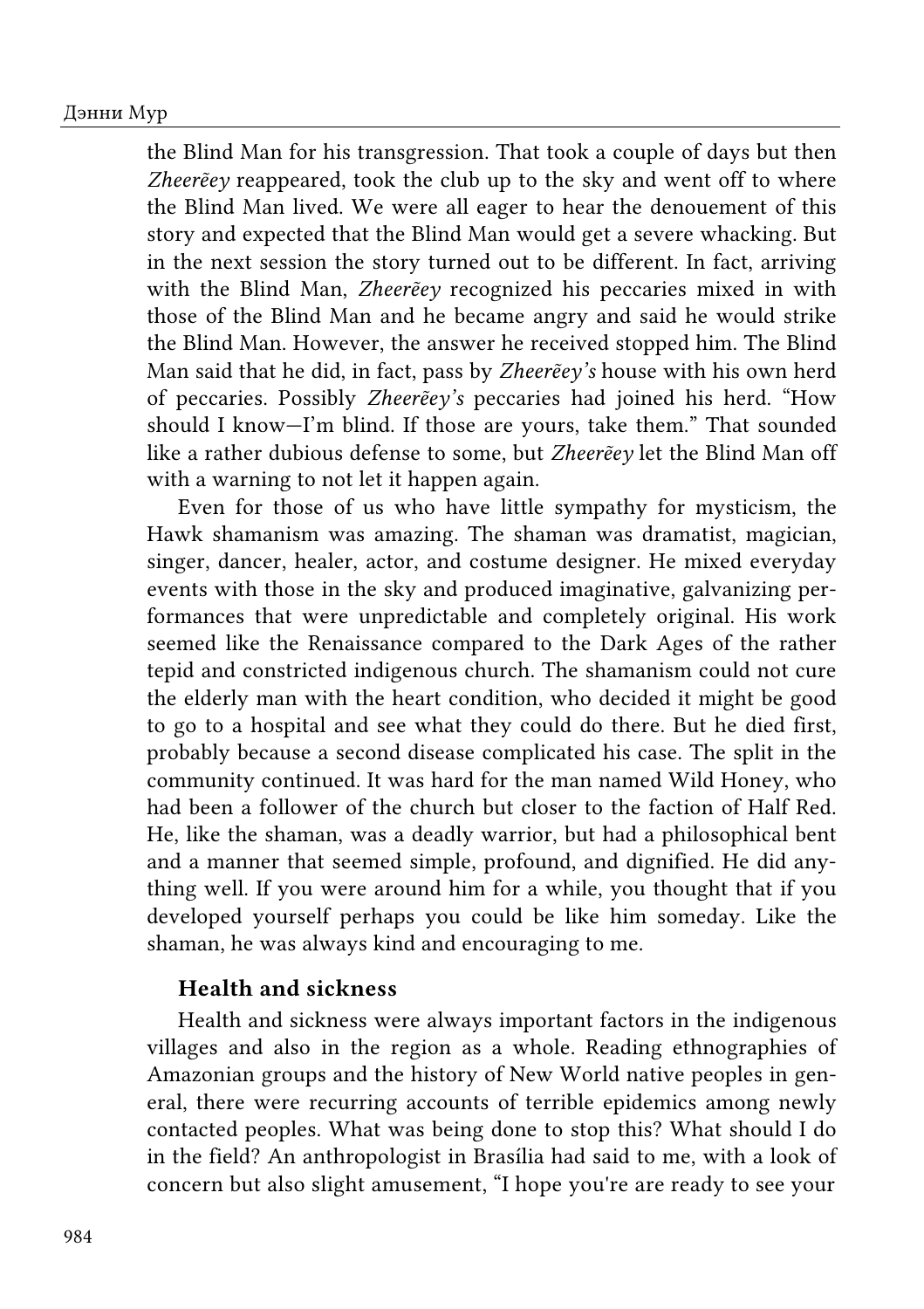the Blind Man for his transgression. That took a couple of days but then *Zheerẽey* reappeared, took the club up to the sky and went off to where the Blind Man lived. We were all eager to hear the denouement of this story and expected that the Blind Man would get a severe whacking. But in the next session the story turned out to be different. In fact, arriving with the Blind Man, *Zheerẽey* recognized his peccaries mixed in with those of the Blind Man and he became angry and said he would strike the Blind Man. However, the answer he received stopped him. The Blind Man said that he did, in fact, pass by *Zheerẽey's* house with his own herd of peccaries. Possibly *Zheerẽey's* peccaries had joined his herd. "How should I know—I'm blind. If those are yours, take them." That sounded like a rather dubious defense to some, but *Zheerẽey* let the Blind Man off with a warning to not let it happen again.

Even for those of us who have little sympathy for mysticism, the Hawk shamanism was amazing. The shaman was dramatist, magician, singer, dancer, healer, actor, and costume designer. He mixed everyday events with those in the sky and produced imaginative, galvanizing performances that were unpredictable and completely original. His work seemed like the Renaissance compared to the Dark Ages of the rather tepid and constricted indigenous church. The shamanism could not cure the elderly man with the heart condition, who decided it might be good to go to a hospital and see what they could do there. But he died first, probably because a second disease complicated his case. The split in the community continued. It was hard for the man named Wild Honey, who had been a follower of the church but closer to the faction of Half Red. He, like the shaman, was a deadly warrior, but had a philosophical bent and a manner that seemed simple, profound, and dignified. He did anything well. If you were around him for a while, you thought that if you developed yourself perhaps you could be like him someday. Like the shaman, he was always kind and encouraging to me.

### Health and sickness

Health and sickness were always important factors in the indigenous villages and also in the region as a whole. Reading ethnographies of Amazonian groups and the history of New World native peoples in general, there were recurring accounts of terrible epidemics among newly contacted peoples. What was being done to stop this? What should I do in the field? An anthropologist in Brasília had said to me, with a look of concern but also slight amusement, "I hope you're are ready to see your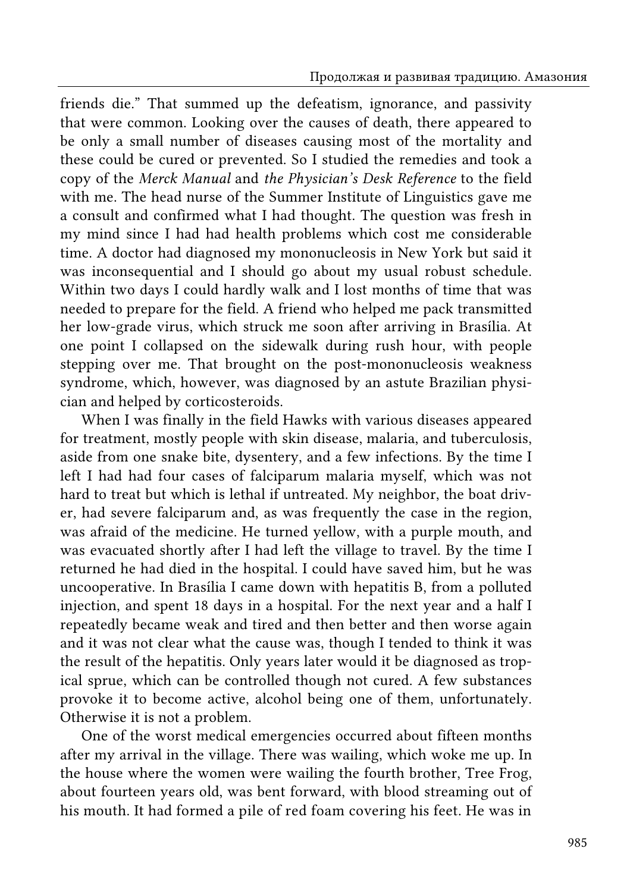friends die." That summed up the defeatism, ignorance, and passivity that were common. Looking over the causes of death, there appeared to be only a small number of diseases causing most of the mortality and these could be cured or prevented. So I studied the remedies and took a copy of the *Merck Manual* and *the Physician's Desk Reference* to the field with me. The head nurse of the Summer Institute of Linguistics gave me a consult and confirmed what I had thought. The question was fresh in my mind since I had had health problems which cost me considerable time. A doctor had diagnosed my mononucleosis in New York but said it was inconsequential and I should go about my usual robust schedule. Within two days I could hardly walk and I lost months of time that was needed to prepare for the field. A friend who helped me pack transmitted her low-grade virus, which struck me soon after arriving in Brasília. At one point I collapsed on the sidewalk during rush hour, with people stepping over me. That brought on the post-mononucleosis weakness syndrome, which, however, was diagnosed by an astute Brazilian physician and helped by corticosteroids.

When I was finally in the field Hawks with various diseases appeared for treatment, mostly people with skin disease, malaria, and tuberculosis, aside from one snake bite, dysentery, and a few infections. By the time I left I had had four cases of falciparum malaria myself, which was not hard to treat but which is lethal if untreated. My neighbor, the boat driver, had severe falciparum and, as was frequently the case in the region, was afraid of the medicine. He turned yellow, with a purple mouth, and was evacuated shortly after I had left the village to travel. By the time I returned he had died in the hospital. I could have saved him, but he was uncooperative. In Brasília I came down with hepatitis B, from a polluted injection, and spent 18 days in a hospital. For the next year and a half I repeatedly became weak and tired and then better and then worse again and it was not clear what the cause was, though I tended to think it was the result of the hepatitis. Only years later would it be diagnosed as tropical sprue, which can be controlled though not cured. A few substances provoke it to become active, alcohol being one of them, unfortunately. Otherwise it is not a problem.

One of the worst medical emergencies occurred about fifteen months after my arrival in the village. There was wailing, which woke me up. In the house where the women were wailing the fourth brother, Tree Frog, about fourteen years old, was bent forward, with blood streaming out of his mouth. It had formed a pile of red foam covering his feet. He was in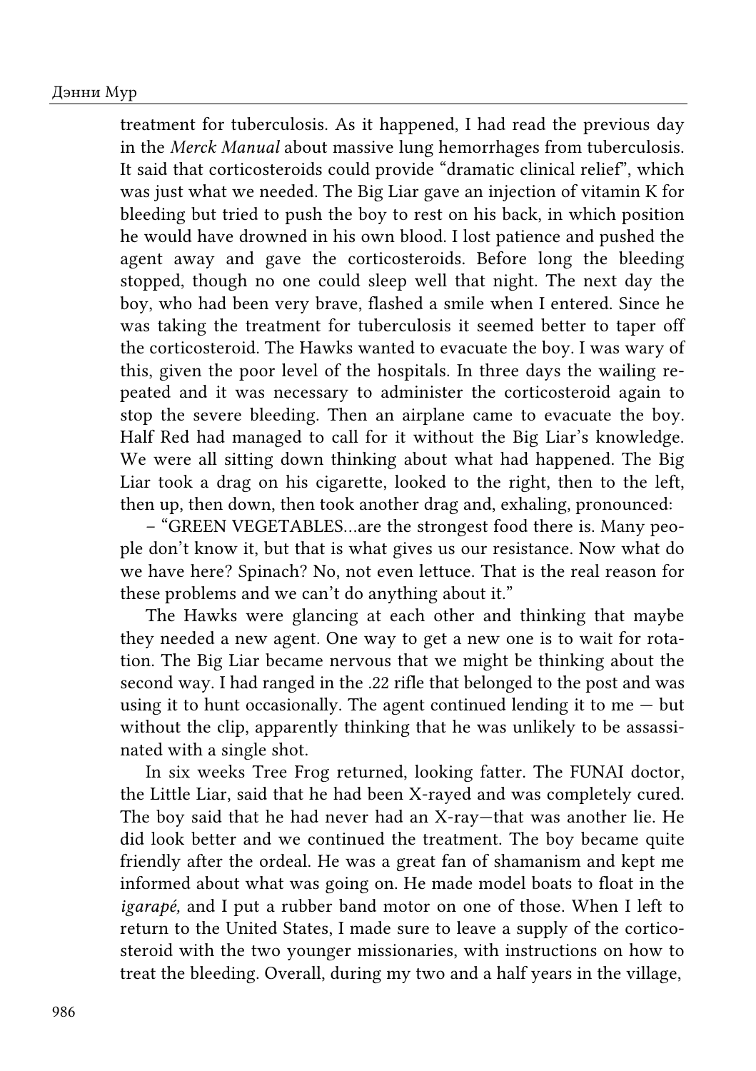treatment for tuberculosis. As it happened, I had read the previous day in the *Merck Manual* about massive lung hemorrhages from tuberculosis. It said that corticosteroids could provide "dramatic clinical relief", which was just what we needed. The Big Liar gave an injection of vitamin K for bleeding but tried to push the boy to rest on his back, in which position he would have drowned in his own blood. I lost patience and pushed the agent away and gave the corticosteroids. Before long the bleeding stopped, though no one could sleep well that night. The next day the boy, who had been very brave, flashed a smile when I entered. Since he was taking the treatment for tuberculosis it seemed better to taper off the corticosteroid. The Hawks wanted to evacuate the boy. I was wary of this, given the poor level of the hospitals. In three days the wailing repeated and it was necessary to administer the corticosteroid again to stop the severe bleeding. Then an airplane came to evacuate the boy. Half Red had managed to call for it without the Big Liar's knowledge. We were all sitting down thinking about what had happened. The Big Liar took a drag on his cigarette, looked to the right, then to the left, then up, then down, then took another drag and, exhaling, pronounced:

– "GREEN VEGETABLES...are the strongest food there is. Many people don't know it, but that is what gives us our resistance. Now what do we have here? Spinach? No, not even lettuce. That is the real reason for these problems and we can't do anything about it."

The Hawks were glancing at each other and thinking that maybe they needed a new agent. One way to get a new one is to wait for rotation. The Big Liar became nervous that we might be thinking about the second way. I had ranged in the .22 rifle that belonged to the post and was using it to hunt occasionally. The agent continued lending it to me — but without the clip, apparently thinking that he was unlikely to be assassinated with a single shot.

In six weeks Tree Frog returned, looking fatter. The FUNAI doctor, the Little Liar, said that he had been X-rayed and was completely cured. The boy said that he had never had an X-ray—that was another lie. He did look better and we continued the treatment. The boy became quite friendly after the ordeal. He was a great fan of shamanism and kept me informed about what was going on. He made model boats to float in the *igarapé,* and I put a rubber band motor on one of those. When I left to return to the United States, I made sure to leave a supply of the corticosteroid with the two younger missionaries, with instructions on how to treat the bleeding. Overall, during my two and a half years in the village,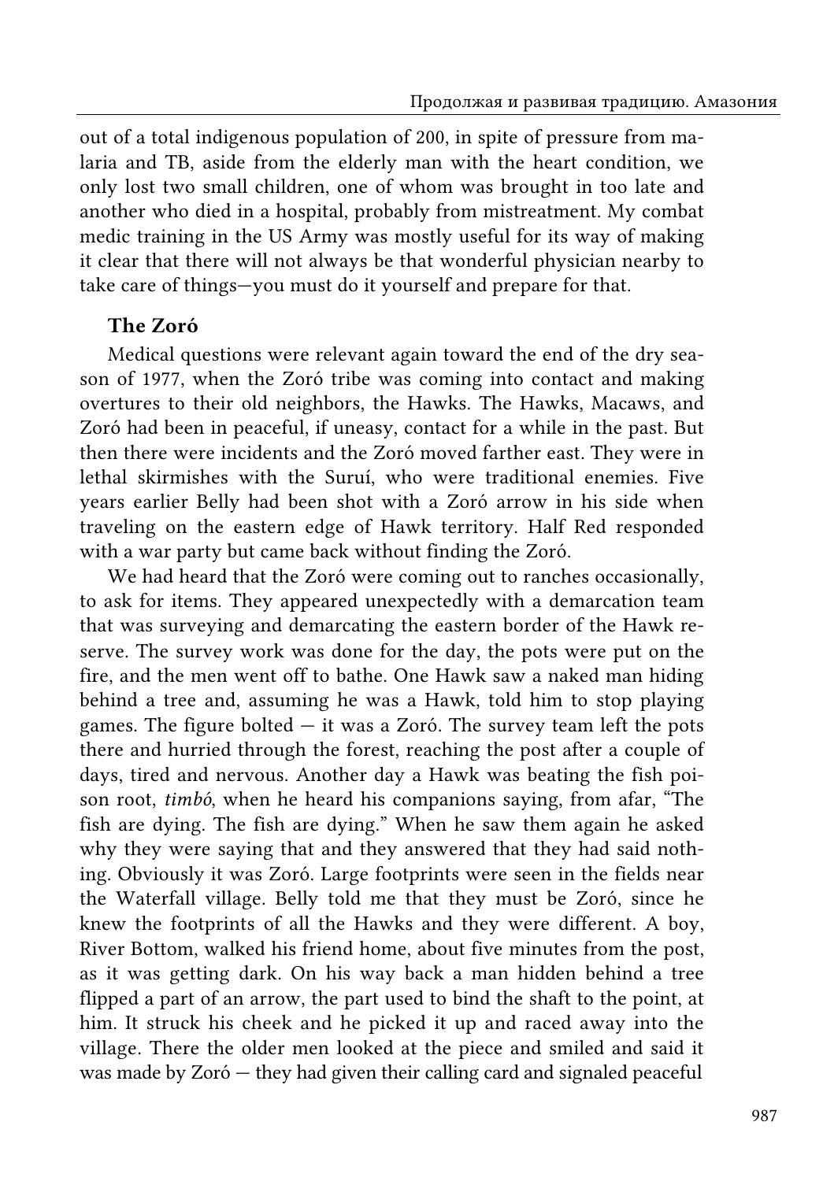out of a total indigenous population of 200, in spite of pressure from malaria and TB, aside from the elderly man with the heart condition, we only lost two small children, one of whom was brought in too late and another who died in a hospital, probably from mistreatment. My combat medic training in the US Army was mostly useful for its way of making it clear that there will not always be that wonderful physician nearby to take care of things—you must do it yourself and prepare for that.

### The Zoró

Medical questions were relevant again toward the end of the dry season of 1977, when the Zoró tribe was coming into contact and making overtures to their old neighbors, the Hawks. The Hawks, Macaws, and Zoró had been in peaceful, if uneasy, contact for a while in the past. But then there were incidents and the Zoró moved farther east. They were in lethal skirmishes with the Suruí, who were traditional enemies. Five years earlier Belly had been shot with a Zoró arrow in his side when traveling on the eastern edge of Hawk territory. Half Red responded with a war party but came back without finding the Zoró.

We had heard that the Zoró were coming out to ranches occasionally, to ask for items. They appeared unexpectedly with a demarcation team that was surveying and demarcating the eastern border of the Hawk reserve. The survey work was done for the day, the pots were put on the fire, and the men went off to bathe. One Hawk saw a naked man hiding behind a tree and, assuming he was a Hawk, told him to stop playing games. The figure bolted — it was a Zoró. The survey team left the pots there and hurried through the forest, reaching the post after a couple of days, tired and nervous. Another day a Hawk was beating the fish poison root, *timbó*, when he heard his companions saying, from afar, "The fish are dying. The fish are dying." When he saw them again he asked why they were saying that and they answered that they had said nothing. Obviously it was Zoró. Large footprints were seen in the fields near the Waterfall village. Belly told me that they must be Zoró, since he knew the footprints of all the Hawks and they were different. A boy, River Bottom, walked his friend home, about five minutes from the post, as it was getting dark. On his way back a man hidden behind a tree flipped a part of an arrow, the part used to bind the shaft to the point, at him. It struck his cheek and he picked it up and raced away into the village. There the older men looked at the piece and smiled and said it was made by Zoró — they had given their calling card and signaled peaceful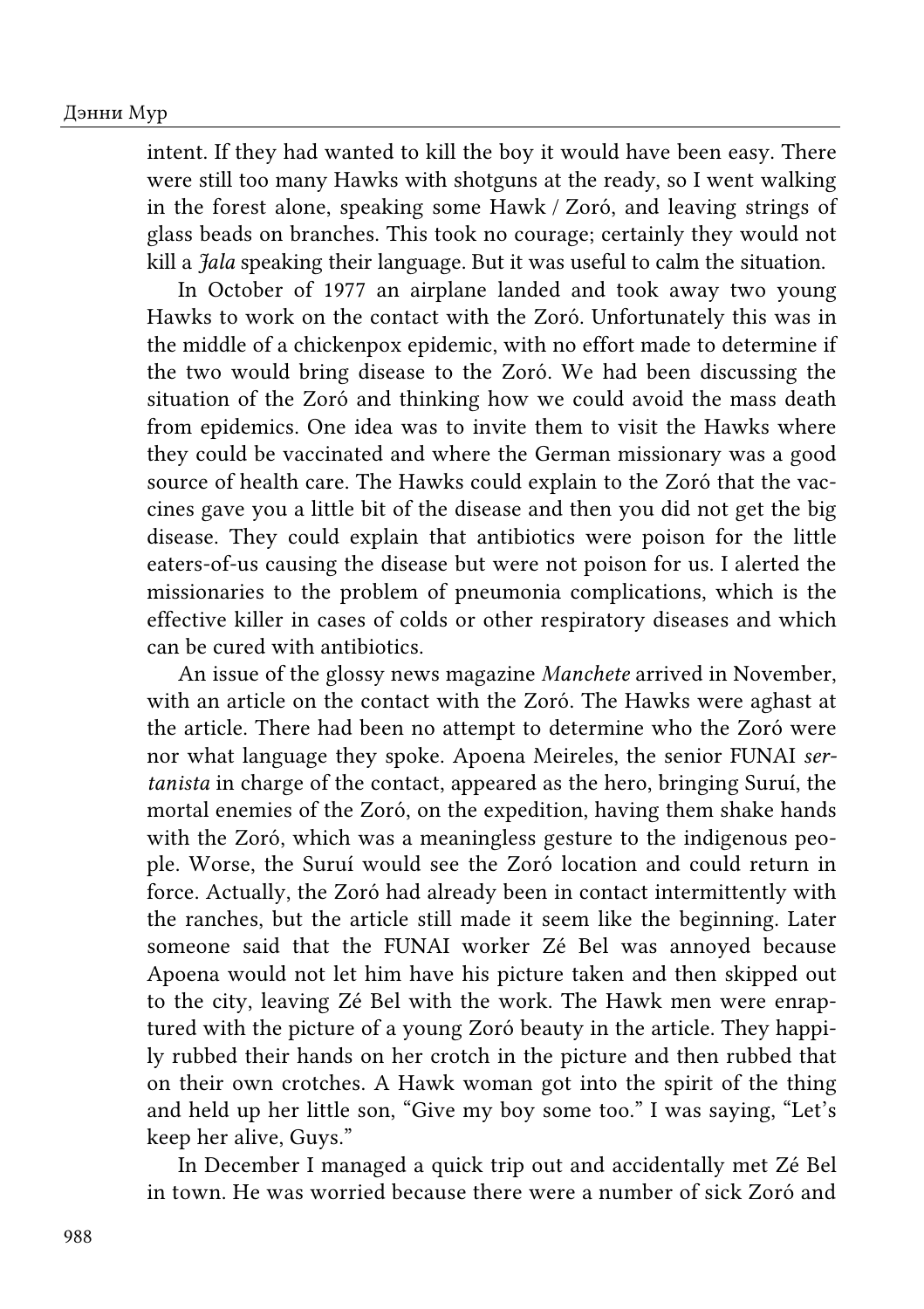intent. If they had wanted to kill the boy it would have been easy. There were still too many Hawks with shotguns at the ready, so I went walking in the forest alone, speaking some Hawk / Zoró, and leaving strings of glass beads on branches. This took no courage; certainly they would not kill a *Jala* speaking their language. But it was useful to calm the situation.

In October of 1977 an airplane landed and took away two young Hawks to work on the contact with the Zoró. Unfortunately this was in the middle of a chickenpox epidemic, with no effort made to determine if the two would bring disease to the Zoró. We had been discussing the situation of the Zoró and thinking how we could avoid the mass death from epidemics. One idea was to invite them to visit the Hawks where they could be vaccinated and where the German missionary was a good source of health care. The Hawks could explain to the Zoró that the vaccines gave you a little bit of the disease and then you did not get the big disease. They could explain that antibiotics were poison for the little eaters-of-us causing the disease but were not poison for us. I alerted the missionaries to the problem of pneumonia complications, which is the effective killer in cases of colds or other respiratory diseases and which can be cured with antibiotics.

An issue of the glossy news magazine *Manchete* arrived in November, with an article on the contact with the Zoró. The Hawks were aghast at the article. There had been no attempt to determine who the Zoró were nor what language they spoke. Apoena Meireles, the senior FUNAI *sertanista* in charge of the contact, appeared as the hero, bringing Suruí, the mortal enemies of the Zoró, on the expedition, having them shake hands with the Zoró, which was a meaningless gesture to the indigenous people. Worse, the Suruí would see the Zoró location and could return in force. Actually, the Zoró had already been in contact intermittently with the ranches, but the article still made it seem like the beginning. Later someone said that the FUNAI worker Zé Bel was annoyed because Apoena would not let him have his picture taken and then skipped out to the city, leaving Zé Bel with the work. The Hawk men were enraptured with the picture of a young Zoró beauty in the article. They happily rubbed their hands on her crotch in the picture and then rubbed that on their own crotches. A Hawk woman got into the spirit of the thing and held up her little son, "Give my boy some too." I was saying, "Let's keep her alive, Guys."

In December I managed a quick trip out and accidentally met Zé Bel in town. He was worried because there were a number of sick Zoró and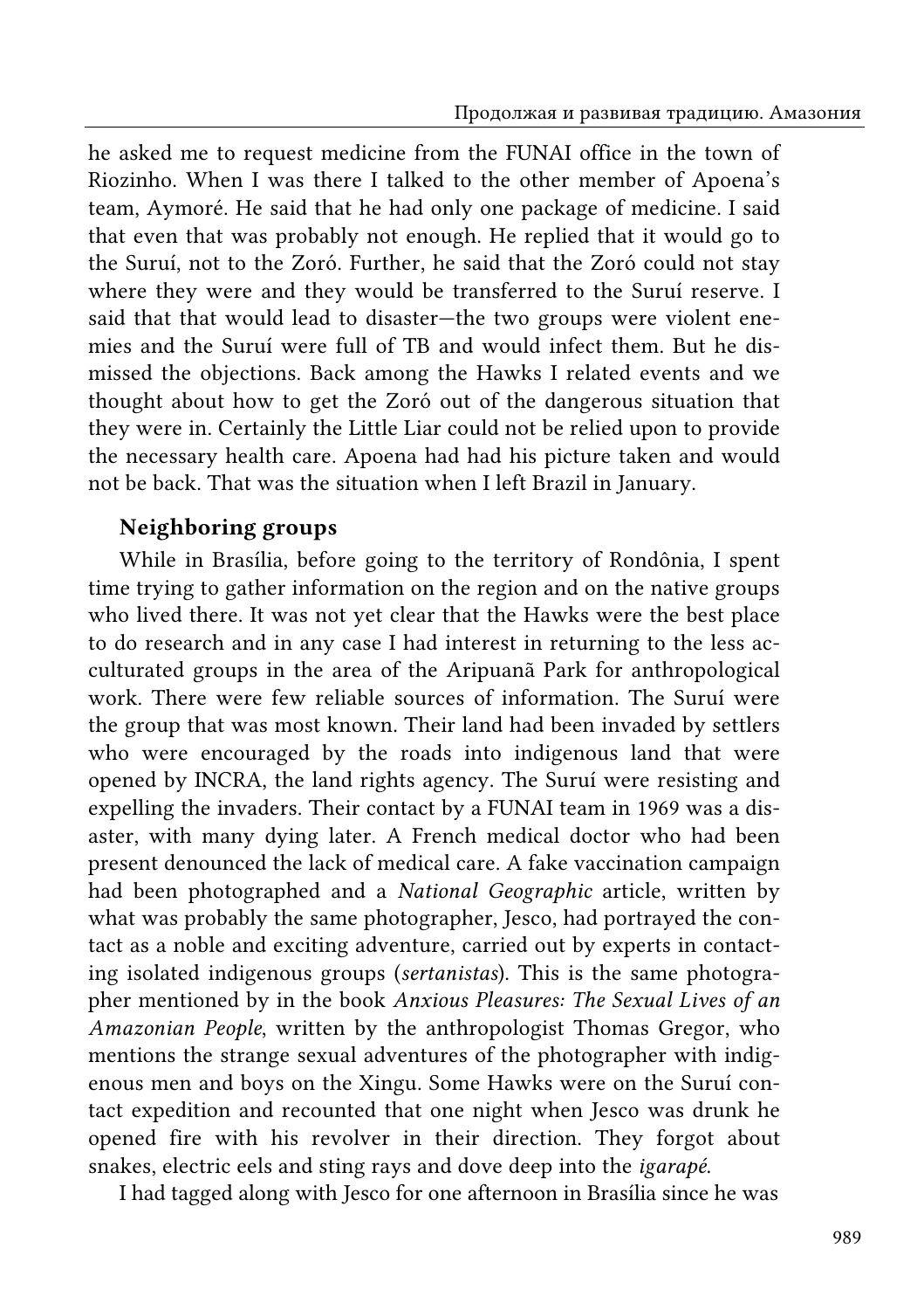he asked me to request medicine from the FUNAI office in the town of Riozinho. When I was there I talked to the other member of Apoena's team, Aymoré. He said that he had only one package of medicine. I said that even that was probably not enough. He replied that it would go to the Suruí, not to the Zoró. Further, he said that the Zoró could not stay where they were and they would be transferred to the Suruí reserve. I said that that would lead to disaster—the two groups were violent enemies and the Suruí were full of TB and would infect them. But he dismissed the objections. Back among the Hawks I related events and we thought about how to get the Zoró out of the dangerous situation that they were in. Certainly the Little Liar could not be relied upon to provide the necessary health care. Apoena had had his picture taken and would not be back. That was the situation when I left Brazil in January.

### Neighboring groups

While in Brasília, before going to the territory of Rondônia, I spent time trying to gather information on the region and on the native groups who lived there. It was not yet clear that the Hawks were the best place to do research and in any case I had interest in returning to the less acculturated groups in the area of the Aripuanã Park for anthropological work. There were few reliable sources of information. The Suruí were the group that was most known. Their land had been invaded by settlers who were encouraged by the roads into indigenous land that were opened by INCRA, the land rights agency. The Suruí were resisting and expelling the invaders. Their contact by a FUNAI team in 1969 was a disaster, with many dying later. A French medical doctor who had been present denounced the lack of medical care. A fake vaccination campaign had been photographed and a *National Geographic* article, written by what was probably the same photographer, Jesco, had portrayed the contact as a noble and exciting adventure, carried out by experts in contacting isolated indigenous groups (*sertanistas*). This is the same photographer mentioned by in the book *Anxious Pleasures: The Sexual Lives of an Amazonian People*, written by the anthropologist Thomas Gregor, who mentions the strange sexual adventures of the photographer with indigenous men and boys on the Xingu. Some Hawks were on the Suruí contact expedition and recounted that one night when Jesco was drunk he opened fire with his revolver in their direction. They forgot about snakes, electric eels and sting rays and dove deep into the *igarapé*.

I had tagged along with Jesco for one afternoon in Brasília since he was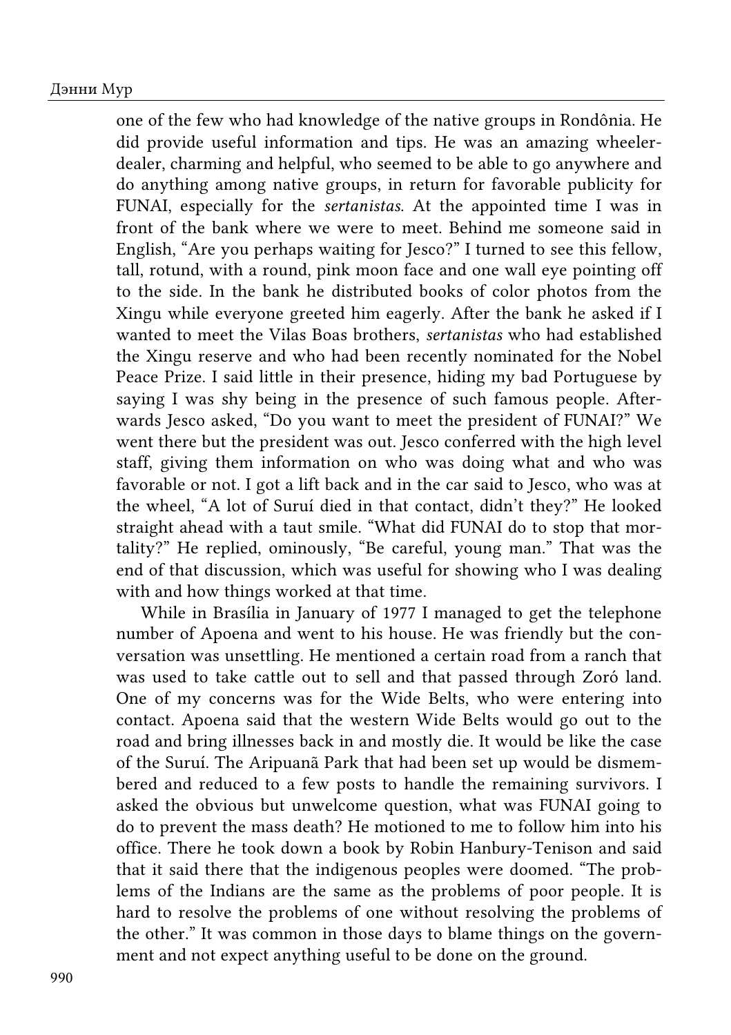one of the few who had knowledge of the native groups in Rondônia. He did provide useful information and tips. He was an amazing wheeler-dealer, charming and helpful, who seemed to be able to go anywhere and do anything among native groups, in return for favorable publicity for FUNAI, especially for the *sertanistas*. At the appointed time I was in front of the bank where we were to meet. Behind me someone said in English, "Are you perhaps waiting for Jesco?" I turned to see this fellow, tall, rotund, with a round, pink moon face and one wall eye pointing off to the side. In the bank he distributed books of color photos from the Xingu while everyone greeted him eagerly. After the bank he asked if I wanted to meet the Vilas Boas brothers, *sertanistas* who had established the Xingu reserve and who had been recently nominated for the Nobel Peace Prize. I said little in their presence, hiding my bad Portuguese by saying I was shy being in the presence of such famous people. Afterwards Jesco asked, "Do you want to meet the president of FUNAI?" We went there but the president was out. Jesco conferred with the high level staff, giving them information on who was doing what and who was favorable or not. I got a lift back and in the car said to Jesco, who was at the wheel, "A lot of Suruí died in that contact, didn't they?" He looked straight ahead with a taut smile. "What did FUNAI do to stop that mortality?" He replied, ominously, "Be careful, young man." That was the end of that discussion, which was useful for showing who I was dealing with and how things worked at that time.

While in Brasília in January of 1977 I managed to get the telephone number of Apoena and went to his house. He was friendly but the conversation was unsettling. He mentioned a certain road from a ranch that was used to take cattle out to sell and that passed through Zoró land. One of my concerns was for the Wide Belts, who were entering into contact. Apoena said that the western Wide Belts would go out to the road and bring illnesses back in and mostly die. It would be like the case of the Suruí. The Aripuanã Park that had been set up would be dismembered and reduced to a few posts to handle the remaining survivors. I asked the obvious but unwelcome question, what was FUNAI going to do to prevent the mass death? He motioned to me to follow him into his office. There he took down a book by Robin Hanbury-Tenison and said that it said there that the indigenous peoples were doomed. "The problems of the Indians are the same as the problems of poor people. It is hard to resolve the problems of one without resolving the problems of the other." It was common in those days to blame things on the government and not expect anything useful to be done on the ground.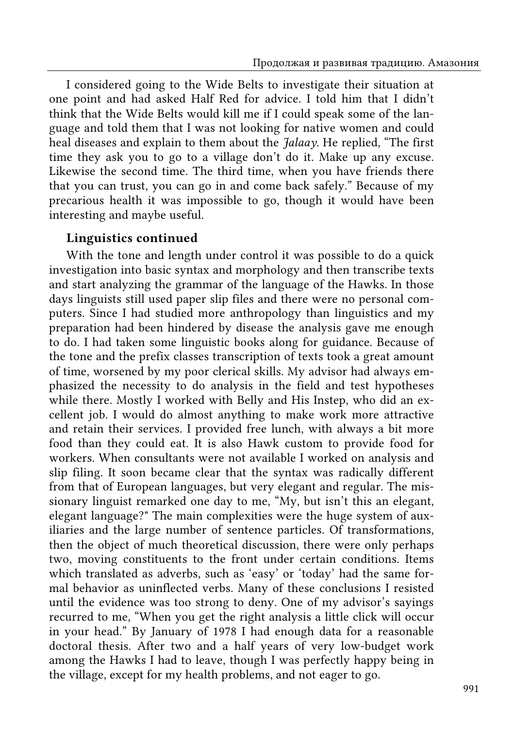I considered going to the Wide Belts to investigate their situation at one point and had asked Half Red for advice. I told him that I didn't think that the Wide Belts would kill me if I could speak some of the language and told them that I was not looking for native women and could heal diseases and explain to them about the *Jalaay*. He replied, "The first time they ask you to go to a village don't do it. Make up any excuse. Likewise the second time. The third time, when you have friends there that you can trust, you can go in and come back safely." Because of my precarious health it was impossible to go, though it would have been interesting and maybe useful.

### Linguistics continued

With the tone and length under control it was possible to do a quick investigation into basic syntax and morphology and then transcribe texts and start analyzing the grammar of the language of the Hawks. In those days linguists still used paper slip files and there were no personal computers. Since I had studied more anthropology than linguistics and my preparation had been hindered by disease the analysis gave me enough to do. I had taken some linguistic books along for guidance. Because of the tone and the prefix classes transcription of texts took a great amount of time, worsened by my poor clerical skills. My advisor had always emphasized the necessity to do analysis in the field and test hypotheses while there. Mostly I worked with Belly and His Instep, who did an excellent job. I would do almost anything to make work more attractive and retain their services. I provided free lunch, with always a bit more food than they could eat. It is also Hawk custom to provide food for workers. When consultants were not available I worked on analysis and slip filing. It soon became clear that the syntax was radically different from that of European languages, but very elegant and regular. The missionary linguist remarked one day to me, "My, but isn't this an elegant, elegant language?" The main complexities were the huge system of auxiliaries and the large number of sentence particles. Of transformations, then the object of much theoretical discussion, there were only perhaps two, moving constituents to the front under certain conditions. Items which translated as adverbs, such as 'easy' or 'today' had the same formal behavior as uninflected verbs. Many of these conclusions I resisted until the evidence was too strong to deny. One of my advisor's sayings recurred to me, "When you get the right analysis a little click will occur in your head." By January of 1978 I had enough data for a reasonable doctoral thesis. After two and a half years of very low-budget work among the Hawks I had to leave, though I was perfectly happy being in the village, except for my health problems, and not eager to go.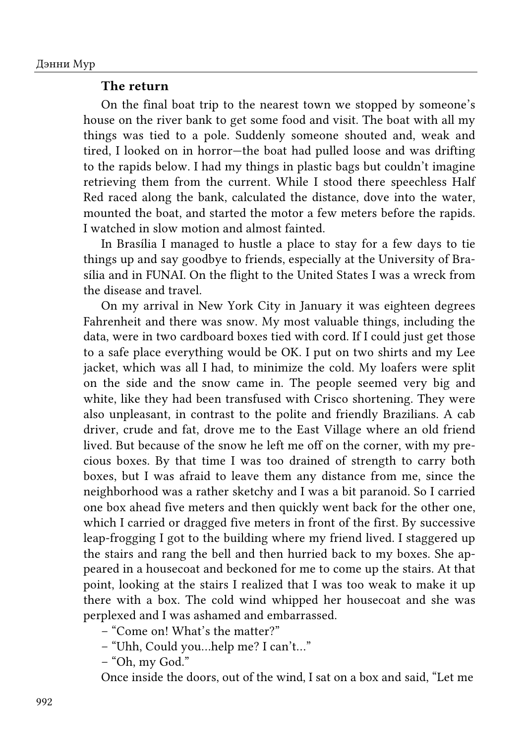### The return

On the final boat trip to the nearest town we stopped by someone's house on the river bank to get some food and visit. The boat with all my things was tied to a pole. Suddenly someone shouted and, weak and tired, I looked on in horror—the boat had pulled loose and was drifting to the rapids below. I had my things in plastic bags but couldn't imagine retrieving them from the current. While I stood there speechless Half Red raced along the bank, calculated the distance, dove into the water, mounted the boat, and started the motor a few meters before the rapids. I watched in slow motion and almost fainted.

In Brasília I managed to hustle a place to stay for a few days to tie things up and say goodbye to friends, especially at the University of Brasília and in FUNAI. On the flight to the United States I was a wreck from the disease and travel.

On my arrival in New York City in January it was eighteen degrees Fahrenheit and there was snow. My most valuable things, including the data, were in two cardboard boxes tied with cord. If I could just get those to a safe place everything would be OK. I put on two shirts and my Lee jacket, which was all I had, to minimize the cold. My loafers were split on the side and the snow came in. The people seemed very big and white, like they had been transfused with Crisco shortening. They were also unpleasant, in contrast to the polite and friendly Brazilians. A cab driver, crude and fat, drove me to the East Village where an old friend lived. But because of the snow he left me off on the corner, with my precious boxes. By that time I was too drained of strength to carry both boxes, but I was afraid to leave them any distance from me, since the neighborhood was a rather sketchy and I was a bit paranoid. So I carried one box ahead five meters and then quickly went back for the other one, which I carried or dragged five meters in front of the first. By successive leap-frogging I got to the building where my friend lived. I staggered up the stairs and rang the bell and then hurried back to my boxes. She appeared in a housecoat and beckoned for me to come up the stairs. At that point, looking at the stairs I realized that I was too weak to make it up there with a box. The cold wind whipped her housecoat and she was perplexed and I was ashamed and embarrassed.

– "Come on! What's the matter?"

– "Uhh, Could you...help me? I can't..."

– "Oh, my God."

Once inside the doors, out of the wind, I sat on a box and said, "Let me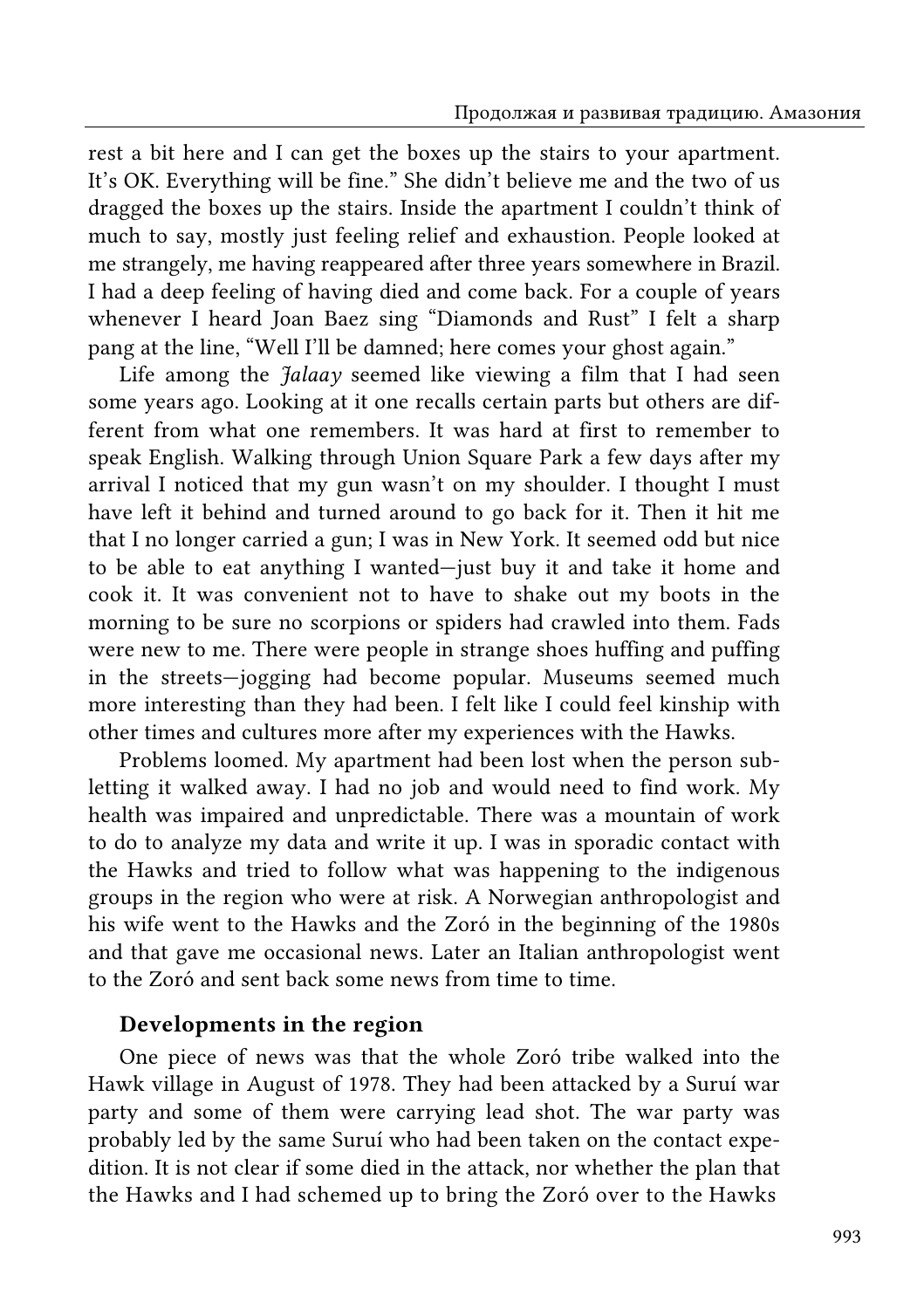rest a bit here and I can get the boxes up the stairs to your apartment. It's OK. Everything will be fine." She didn't believe me and the two of us dragged the boxes up the stairs. Inside the apartment I couldn't think of much to say, mostly just feeling relief and exhaustion. People looked at me strangely, me having reappeared after three years somewhere in Brazil. I had a deep feeling of having died and come back. For a couple of years whenever I heard Joan Baez sing "Diamonds and Rust" I felt a sharp pang at the line, "Well I'll be damned; here comes your ghost again."

Life among the *Jalaay* seemed like viewing a film that I had seen some years ago. Looking at it one recalls certain parts but others are different from what one remembers. It was hard at first to remember to speak English. Walking through Union Square Park a few days after my arrival I noticed that my gun wasn't on my shoulder. I thought I must have left it behind and turned around to go back for it. Then it hit me that I no longer carried a gun; I was in New York. It seemed odd but nice to be able to eat anything I wanted—just buy it and take it home and cook it. It was convenient not to have to shake out my boots in the morning to be sure no scorpions or spiders had crawled into them. Fads were new to me. There were people in strange shoes huffing and puffing in the streets—jogging had become popular. Museums seemed much more interesting than they had been. I felt like I could feel kinship with other times and cultures more after my experiences with the Hawks.

Problems loomed. My apartment had been lost when the person subletting it walked away. I had no job and would need to find work. My health was impaired and unpredictable. There was a mountain of work to do to analyze my data and write it up. I was in sporadic contact with the Hawks and tried to follow what was happening to the indigenous groups in the region who were at risk. A Norwegian anthropologist and his wife went to the Hawks and the Zoró in the beginning of the 1980s and that gave me occasional news. Later an Italian anthropologist went to the Zoró and sent back some news from time to time.

### Developments in the region

One piece of news was that the whole Zoró tribe walked into the Hawk village in August of 1978. They had been attacked by a Suruí war party and some of them were carrying lead shot. The war party was probably led by the same Suruí who had been taken on the contact expedition. It is not clear if some died in the attack, nor whether the plan that the Hawks and I had schemed up to bring the Zoró over to the Hawks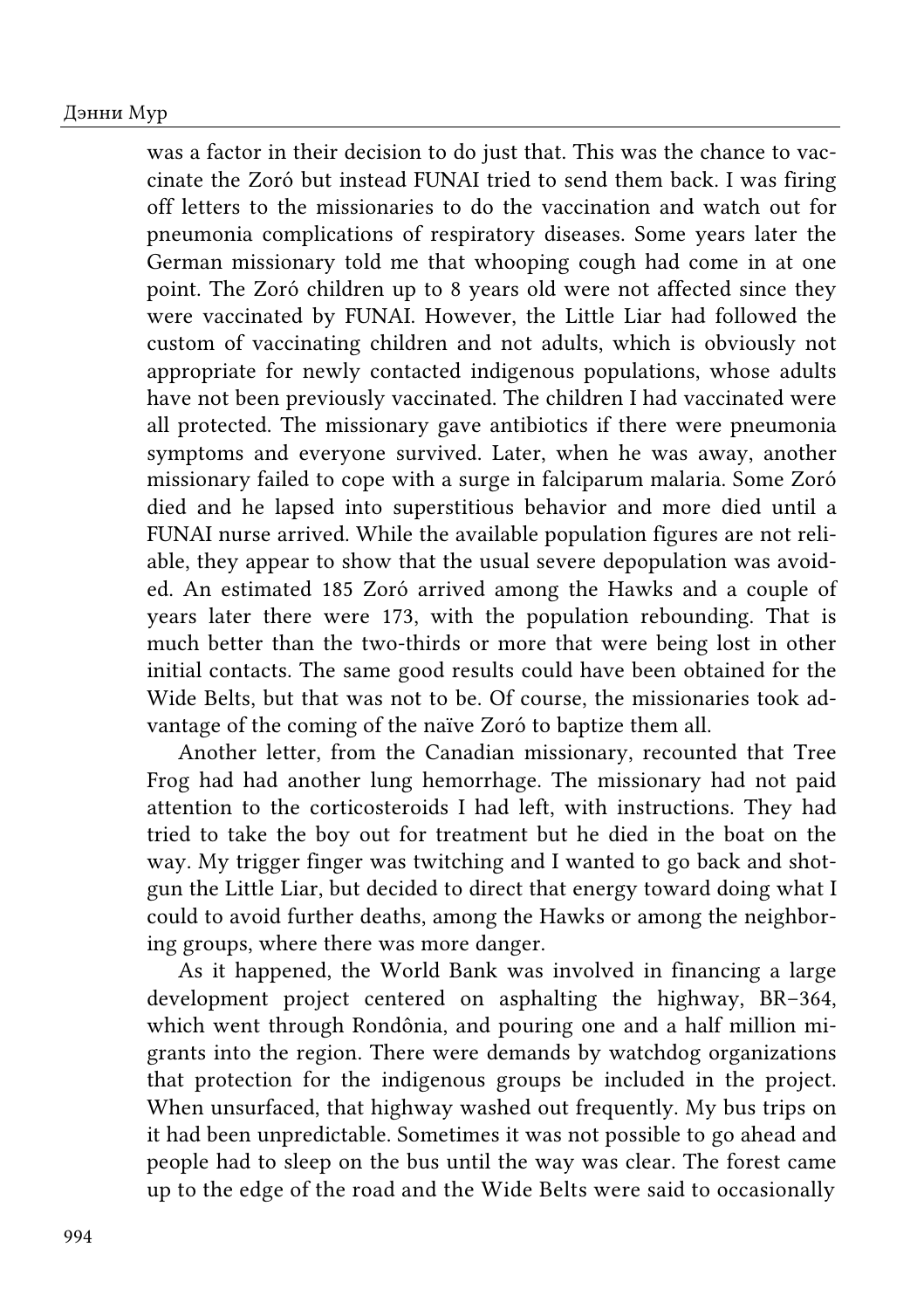was a factor in their decision to do just that. This was the chance to vaccinate the Zoró but instead FUNAI tried to send them back. I was firing off letters to the missionaries to do the vaccination and watch out for pneumonia complications of respiratory diseases. Some years later the German missionary told me that whooping cough had come in at one point. The Zoró children up to 8 years old were not affected since they were vaccinated by FUNAI. However, the Little Liar had followed the custom of vaccinating children and not adults, which is obviously not appropriate for newly contacted indigenous populations, whose adults have not been previously vaccinated. The children I had vaccinated were all protected. The missionary gave antibiotics if there were pneumonia symptoms and everyone survived. Later, when he was away, another missionary failed to cope with a surge in falciparum malaria. Some Zoró died and he lapsed into superstitious behavior and more died until a FUNAI nurse arrived. While the available population figures are not reliable, they appear to show that the usual severe depopulation was avoided. An estimated 185 Zoró arrived among the Hawks and a couple of years later there were 173, with the population rebounding. That is much better than the two-thirds or more that were being lost in other initial contacts. The same good results could have been obtained for the Wide Belts, but that was not to be. Of course, the missionaries took advantage of the coming of the naïve Zoró to baptize them all.

Another letter, from the Canadian missionary, recounted that Tree Frog had had another lung hemorrhage. The missionary had not paid attention to the corticosteroids I had left, with instructions. They had tried to take the boy out for treatment but he died in the boat on the way. My trigger finger was twitching and I wanted to go back and shotgun the Little Liar, but decided to direct that energy toward doing what I could to avoid further deaths, among the Hawks or among the neighboring groups, where there was more danger.

As it happened, the World Bank was involved in financing a large development project centered on asphalting the highway, BR–364, which went through Rondônia, and pouring one and a half million migrants into the region. There were demands by watchdog organizations that protection for the indigenous groups be included in the project. When unsurfaced, that highway washed out frequently. My bus trips on it had been unpredictable. Sometimes it was not possible to go ahead and people had to sleep on the bus until the way was clear. The forest came up to the edge of the road and the Wide Belts were said to occasionally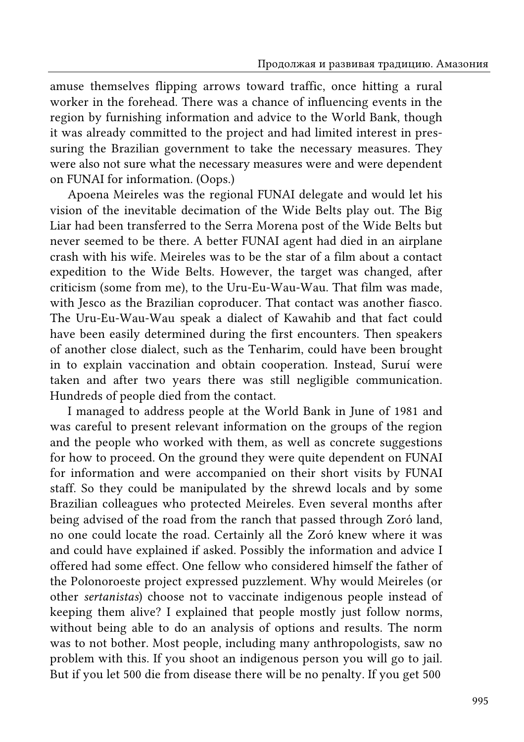amuse themselves flipping arrows toward traffic, once hitting a rural worker in the forehead. There was a chance of influencing events in the region by furnishing information and advice to the World Bank, though it was already committed to the project and had limited interest in pressuring the Brazilian government to take the necessary measures. They were also not sure what the necessary measures were and were dependent on FUNAI for information. (Oops.)

Apoena Meireles was the regional FUNAI delegate and would let his vision of the inevitable decimation of the Wide Belts play out. The Big Liar had been transferred to the Serra Morena post of the Wide Belts but never seemed to be there. A better FUNAI agent had died in an airplane crash with his wife. Meireles was to be the star of a film about a contact expedition to the Wide Belts. However, the target was changed, after criticism (some from me), to the Uru-Eu-Wau-Wau. That film was made, with Jesco as the Brazilian coproducer. That contact was another fiasco. The Uru-Eu-Wau-Wau speak a dialect of Kawahib and that fact could have been easily determined during the first encounters. Then speakers of another close dialect, such as the Tenharim, could have been brought in to explain vaccination and obtain cooperation. Instead, Suruí were taken and after two years there was still negligible communication. Hundreds of people died from the contact.

I managed to address people at the World Bank in June of 1981 and was careful to present relevant information on the groups of the region and the people who worked with them, as well as concrete suggestions for how to proceed. On the ground they were quite dependent on FUNAI for information and were accompanied on their short visits by FUNAI staff. So they could be manipulated by the shrewd locals and by some Brazilian colleagues who protected Meireles. Even several months after being advised of the road from the ranch that passed through Zoró land, no one could locate the road. Certainly all the Zoró knew where it was and could have explained if asked. Possibly the information and advice I offered had some effect. One fellow who considered himself the father of the Polonoroeste project expressed puzzlement. Why would Meireles (or other *sertanistas*) choose not to vaccinate indigenous people instead of keeping them alive? I explained that people mostly just follow norms, without being able to do an analysis of options and results. The norm was to not bother. Most people, including many anthropologists, saw no problem with this. If you shoot an indigenous person you will go to jail. But if you let 500 die from disease there will be no penalty. If you get 500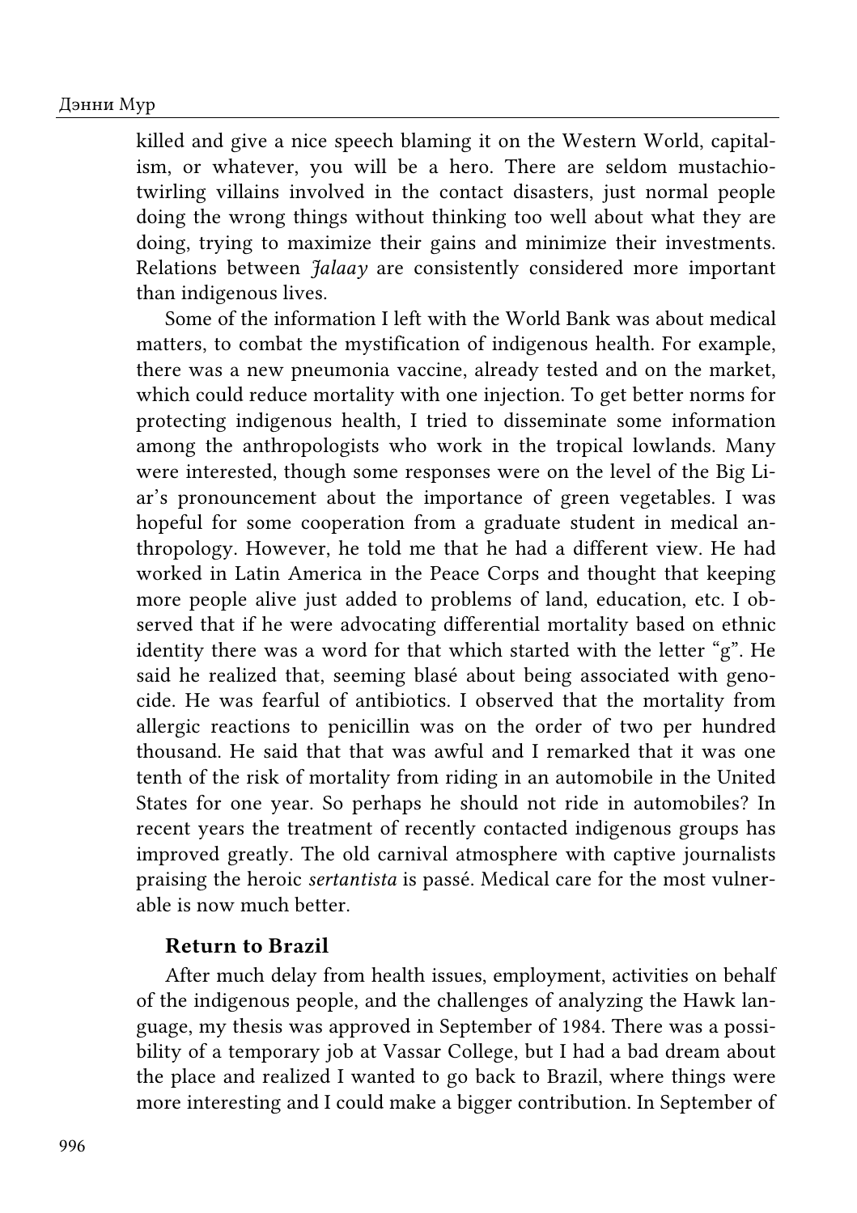killed and give a nice speech blaming it on the Western World, capitalism, or whatever, you will be a hero. There are seldom mustachio-twirling villains involved in the contact disasters, just normal people doing the wrong things without thinking too well about what they are doing, trying to maximize their gains and minimize their investments. Relations between *Jalaay* are consistently considered more important than indigenous lives.

Some of the information I left with the World Bank was about medical matters, to combat the mystification of indigenous health. For example, there was a new pneumonia vaccine, already tested and on the market, which could reduce mortality with one injection. To get better norms for protecting indigenous health, I tried to disseminate some information among the anthropologists who work in the tropical lowlands. Many were interested, though some responses were on the level of the Big Liar's pronouncement about the importance of green vegetables. I was hopeful for some cooperation from a graduate student in medical anthropology. However, he told me that he had a different view. He had worked in Latin America in the Peace Corps and thought that keeping more people alive just added to problems of land, education, etc. I observed that if he were advocating differential mortality based on ethnic identity there was a word for that which started with the letter "g". He said he realized that, seeming blasé about being associated with genocide. He was fearful of antibiotics. I observed that the mortality from allergic reactions to penicillin was on the order of two per hundred thousand. He said that that was awful and I remarked that it was one tenth of the risk of mortality from riding in an automobile in the United States for one year. So perhaps he should not ride in automobiles? In recent years the treatment of recently contacted indigenous groups has improved greatly. The old carnival atmosphere with captive journalists praising the heroic *sertantista* is passé. Medical care for the most vulnerable is now much better.

### Return to Brazil

After much delay from health issues, employment, activities on behalf of the indigenous people, and the challenges of analyzing the Hawk language, my thesis was approved in September of 1984. There was a possibility of a temporary job at Vassar College, but I had a bad dream about the place and realized I wanted to go back to Brazil, where things were more interesting and I could make a bigger contribution. In September of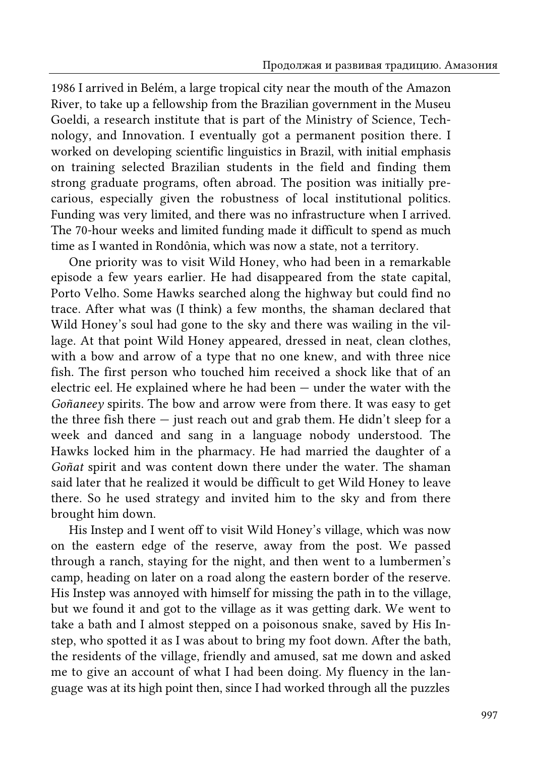1986 I arrived in Belém, a large tropical city near the mouth of the Amazon River, to take up a fellowship from the Brazilian government in the Museu Goeldi, a research institute that is part of the Ministry of Science, Technology, and Innovation. I eventually got a permanent position there. I worked on developing scientific linguistics in Brazil, with initial emphasis on training selected Brazilian students in the field and finding them strong graduate programs, often abroad. The position was initially precarious, especially given the robustness of local institutional politics. Funding was very limited, and there was no infrastructure when I arrived. The 70-hour weeks and limited funding made it difficult to spend as much time as I wanted in Rondônia, which was now a state, not a territory.

One priority was to visit Wild Honey, who had been in a remarkable episode a few years earlier. He had disappeared from the state capital, Porto Velho. Some Hawks searched along the highway but could find no trace. After what was (I think) a few months, the shaman declared that Wild Honey's soul had gone to the sky and there was wailing in the village. At that point Wild Honey appeared, dressed in neat, clean clothes, with a bow and arrow of a type that no one knew, and with three nice fish. The first person who touched him received a shock like that of an electric eel. He explained where he had been — under the water with the *Goñaneey* spirits. The bow and arrow were from there. It was easy to get the three fish there — just reach out and grab them. He didn't sleep for a week and danced and sang in a language nobody understood. The Hawks locked him in the pharmacy. He had married the daughter of a *Goñat* spirit and was content down there under the water. The shaman said later that he realized it would be difficult to get Wild Honey to leave there. So he used strategy and invited him to the sky and from there brought him down.

His Instep and I went off to visit Wild Honey's village, which was now on the eastern edge of the reserve, away from the post. We passed through a ranch, staying for the night, and then went to a lumbermen's camp, heading on later on a road along the eastern border of the reserve. His Instep was annoyed with himself for missing the path in to the village, but we found it and got to the village as it was getting dark. We went to take a bath and I almost stepped on a poisonous snake, saved by His Instep, who spotted it as I was about to bring my foot down. After the bath, the residents of the village, friendly and amused, sat me down and asked me to give an account of what I had been doing. My fluency in the language was at its high point then, since I had worked through all the puzzles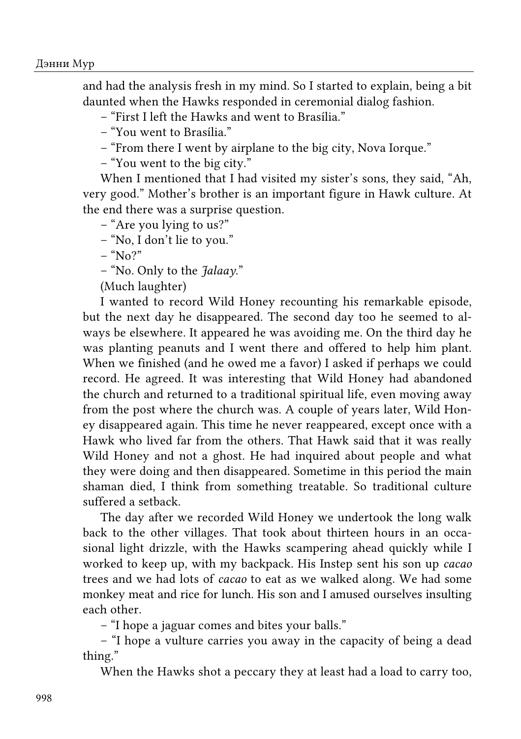and had the analysis fresh in my mind. So I started to explain, being a bit daunted when the Hawks responded in ceremonial dialog fashion.

– "First I left the Hawks and went to Brasília."

– "You went to Brasília."

– "From there I went by airplane to the big city, Nova Iorque."

– "You went to the big city."

When I mentioned that I had visited my sister's sons, they said, "Ah, very good." Mother's brother is an important figure in Hawk culture. At the end there was a surprise question.

– "Are you lying to us?"

– "No, I don't lie to you."

– "No?"

– "No. Only to the *Jalaay*."

(Much laughter)

I wanted to record Wild Honey recounting his remarkable episode, but the next day he disappeared. The second day too he seemed to always be elsewhere. It appeared he was avoiding me. On the third day he was planting peanuts and I went there and offered to help him plant. When we finished (and he owed me a favor) I asked if perhaps we could record. He agreed. It was interesting that Wild Honey had abandoned the church and returned to a traditional spiritual life, even moving away from the post where the church was. A couple of years later, Wild Honey disappeared again. This time he never reappeared, except once with a Hawk who lived far from the others. That Hawk said that it was really Wild Honey and not a ghost. He had inquired about people and what they were doing and then disappeared. Sometime in this period the main shaman died, I think from something treatable. So traditional culture suffered a setback.

The day after we recorded Wild Honey we undertook the long walk back to the other villages. That took about thirteen hours in an occasional light drizzle, with the Hawks scampering ahead quickly while I worked to keep up, with my backpack. His Instep sent his son up *cacao* trees and we had lots of *cacao* to eat as we walked along. We had some monkey meat and rice for lunch. His son and I amused ourselves insulting each other.

– "I hope a jaguar comes and bites your balls."

– "I hope a vulture carries you away in the capacity of being a dead thing."

When the Hawks shot a peccary they at least had a load to carry too,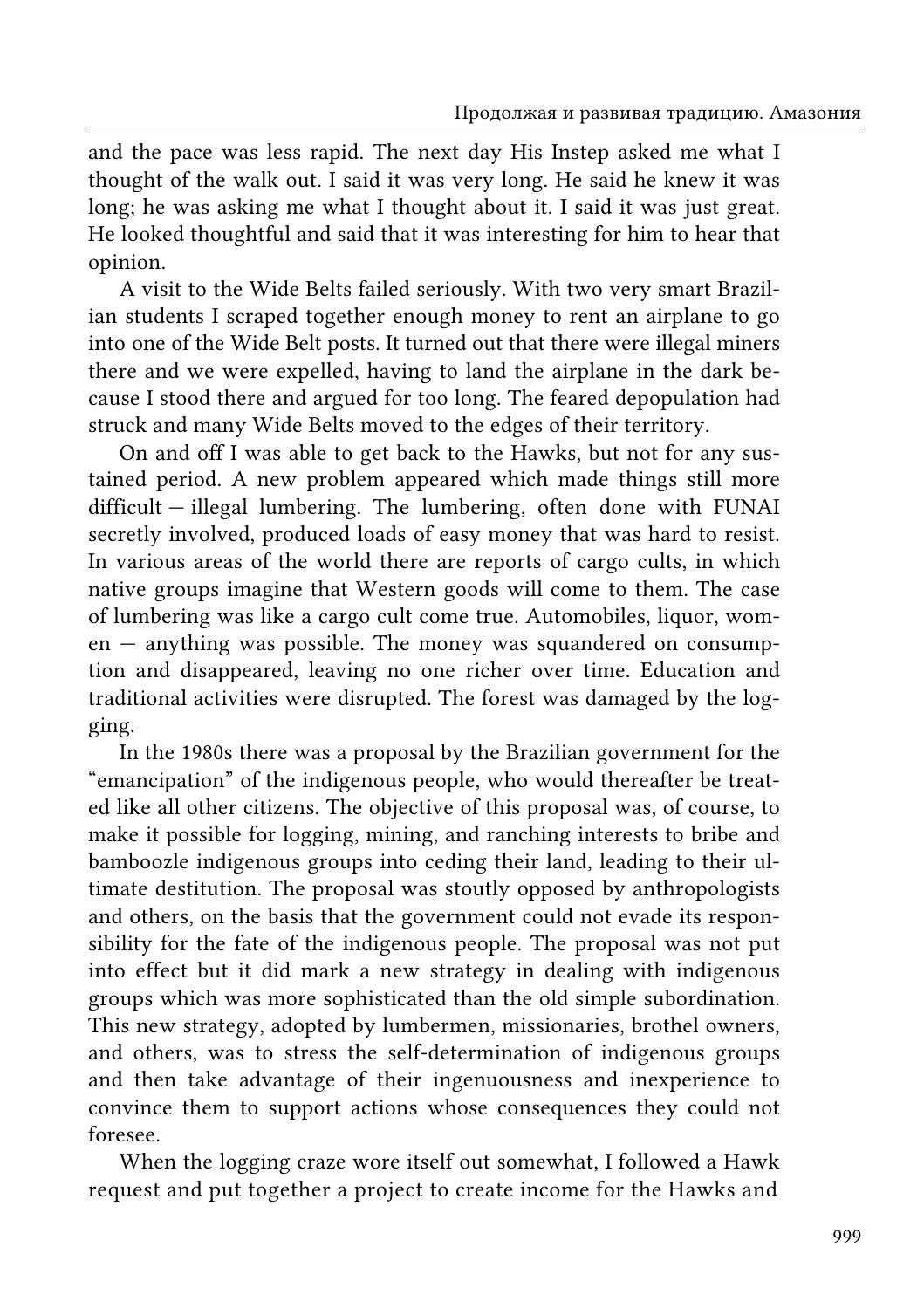and the pace was less rapid. The next day His Instep asked me what I thought of the walk out. I said it was very long. He said he knew it was long; he was asking me what I thought about it. I said it was just great. He looked thoughtful and said that it was interesting for him to hear that opinion.

A visit to the Wide Belts failed seriously. With two very smart Brazilian students I scraped together enough money to rent an airplane to go into one of the Wide Belt posts. It turned out that there were illegal miners there and we were expelled, having to land the airplane in the dark because I stood there and argued for too long. The feared depopulation had struck and many Wide Belts moved to the edges of their territory.

On and off I was able to get back to the Hawks, but not for any sustained period. A new problem appeared which made things still more difficult — illegal lumbering. The lumbering, often done with FUNAI secretly involved, produced loads of easy money that was hard to resist. In various areas of the world there are reports of cargo cults, in which native groups imagine that Western goods will come to them. The case of lumbering was like a cargo cult come true. Automobiles, liquor, women — anything was possible. The money was squandered on consumption and disappeared, leaving no one richer over time. Education and traditional activities were disrupted. The forest was damaged by the logging.

In the 1980s there was a proposal by the Brazilian government for the "emancipation" of the indigenous people, who would thereafter be treated like all other citizens. The objective of this proposal was, of course, to make it possible for logging, mining, and ranching interests to bribe and bamboozle indigenous groups into ceding their land, leading to their ultimate destitution. The proposal was stoutly opposed by anthropologists and others, on the basis that the government could not evade its responsibility for the fate of the indigenous people. The proposal was not put into effect but it did mark a new strategy in dealing with indigenous groups which was more sophisticated than the old simple subordination. This new strategy, adopted by lumbermen, missionaries, brothel owners, and others, was to stress the self-determination of indigenous groups and then take advantage of their ingenuousness and inexperience to convince them to support actions whose consequences they could not foresee.

When the logging craze wore itself out somewhat, I followed a Hawk request and put together a project to create income for the Hawks and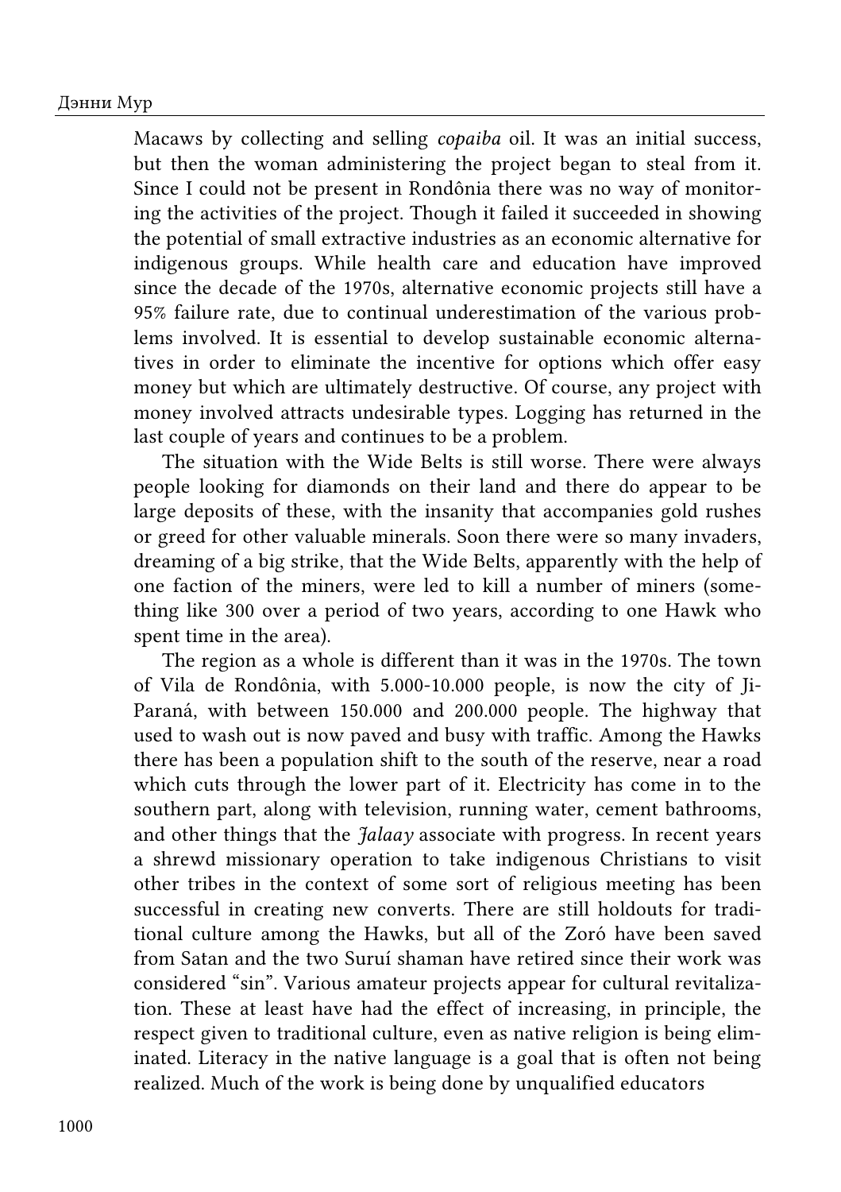Macaws by collecting and selling *copaiba* oil. It was an initial success, but then the woman administering the project began to steal from it. Since I could not be present in Rondônia there was no way of monitoring the activities of the project. Though it failed it succeeded in showing the potential of small extractive industries as an economic alternative for indigenous groups. While health care and education have improved since the decade of the 1970s, alternative economic projects still have a 95% failure rate, due to continual underestimation of the various problems involved. It is essential to develop sustainable economic alternatives in order to eliminate the incentive for options which offer easy money but which are ultimately destructive. Of course, any project with money involved attracts undesirable types. Logging has returned in the last couple of years and continues to be a problem.

The situation with the Wide Belts is still worse. There were always people looking for diamonds on their land and there do appear to be large deposits of these, with the insanity that accompanies gold rushes or greed for other valuable minerals. Soon there were so many invaders, dreaming of a big strike, that the Wide Belts, apparently with the help of one faction of the miners, were led to kill a number of miners (something like 300 over a period of two years, according to one Hawk who spent time in the area).

The region as a whole is different than it was in the 1970s. The town of Vila de Rondônia, with 5.000-10.000 people, is now the city of Ji-Paraná, with between 150.000 and 200.000 people. The highway that used to wash out is now paved and busy with traffic. Among the Hawks there has been a population shift to the south of the reserve, near a road which cuts through the lower part of it. Electricity has come in to the southern part, along with television, running water, cement bathrooms, and other things that the *Jalaay* associate with progress. In recent years a shrewd missionary operation to take indigenous Christians to visit other tribes in the context of some sort of religious meeting has been successful in creating new converts. There are still holdouts for traditional culture among the Hawks, but all of the Zoró have been saved from Satan and the two Suruí shaman have retired since their work was considered "sin". Various amateur projects appear for cultural revitalization. These at least have had the effect of increasing, in principle, the respect given to traditional culture, even as native religion is being eliminated. Literacy in the native language is a goal that is often not being realized. Much of the work is being done by unqualified educators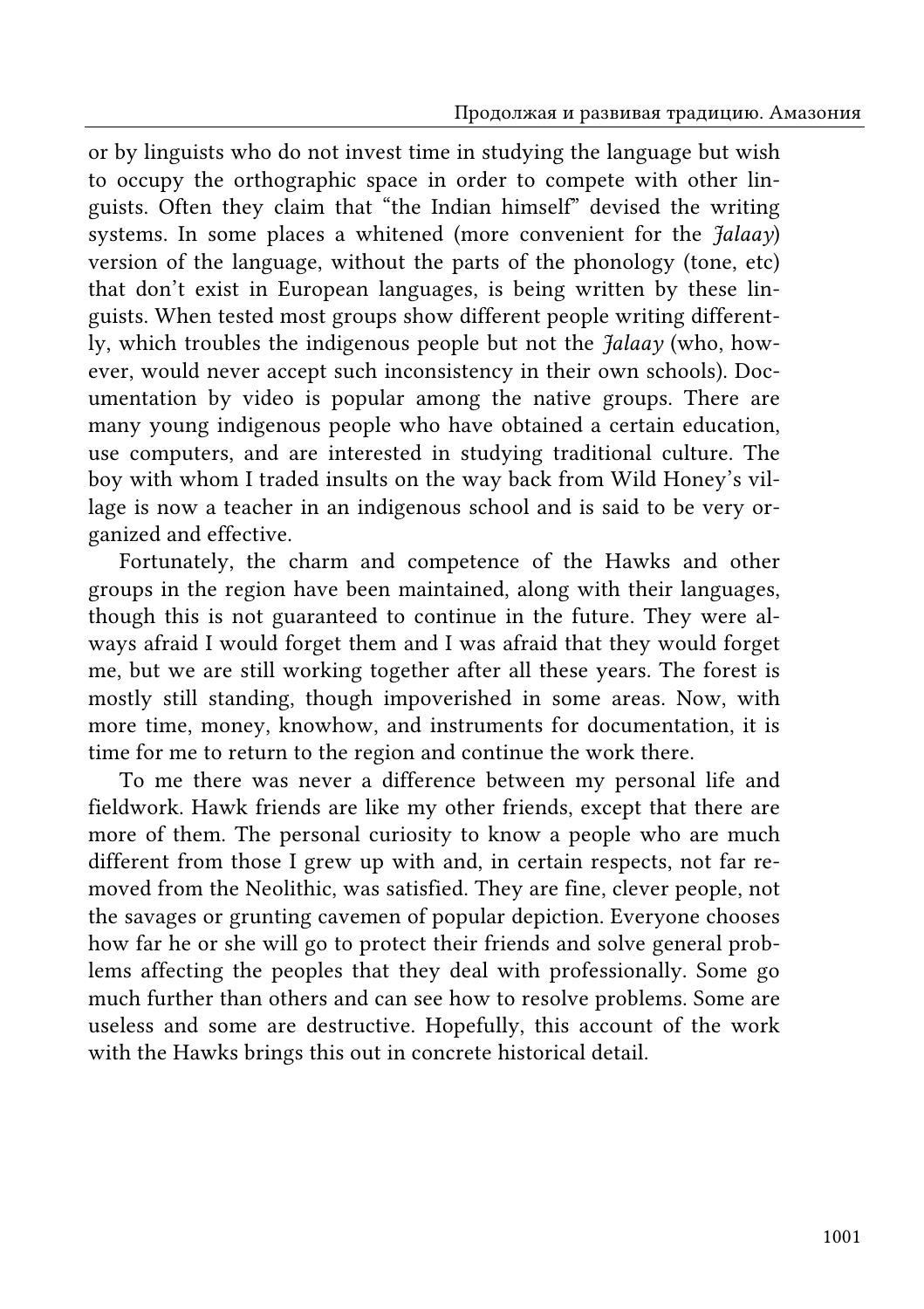or by linguists who do not invest time in studying the language but wish to occupy the orthographic space in order to compete with other linguists. Often they claim that "the Indian himself" devised the writing systems. In some places a whitened (more convenient for the *Jalaay*) version of the language, without the parts of the phonology (tone, etc) that don't exist in European languages, is being written by these linguists. When tested most groups show different people writing differently, which troubles the indigenous people but not the *Jalaay* (who, however, would never accept such inconsistency in their own schools). Documentation by video is popular among the native groups. There are many young indigenous people who have obtained a certain education, use computers, and are interested in studying traditional culture. The boy with whom I traded insults on the way back from Wild Honey's village is now a teacher in an indigenous school and is said to be very organized and effective.

Fortunately, the charm and competence of the Hawks and other groups in the region have been maintained, along with their languages, though this is not guaranteed to continue in the future. They were always afraid I would forget them and I was afraid that they would forget me, but we are still working together after all these years. The forest is mostly still standing, though impoverished in some areas. Now, with more time, money, knowhow, and instruments for documentation, it is time for me to return to the region and continue the work there.

To me there was never a difference between my personal life and fieldwork. Hawk friends are like my other friends, except that there are more of them. The personal curiosity to know a people who are much different from those I grew up with and, in certain respects, not far removed from the Neolithic, was satisfied. They are fine, clever people, not the savages or grunting cavemen of popular depiction. Everyone chooses how far he or she will go to protect their friends and solve general problems affecting the peoples that they deal with professionally. Some go much further than others and can see how to resolve problems. Some are useless and some are destructive. Hopefully, this account of the work with the Hawks brings this out in concrete historical detail.